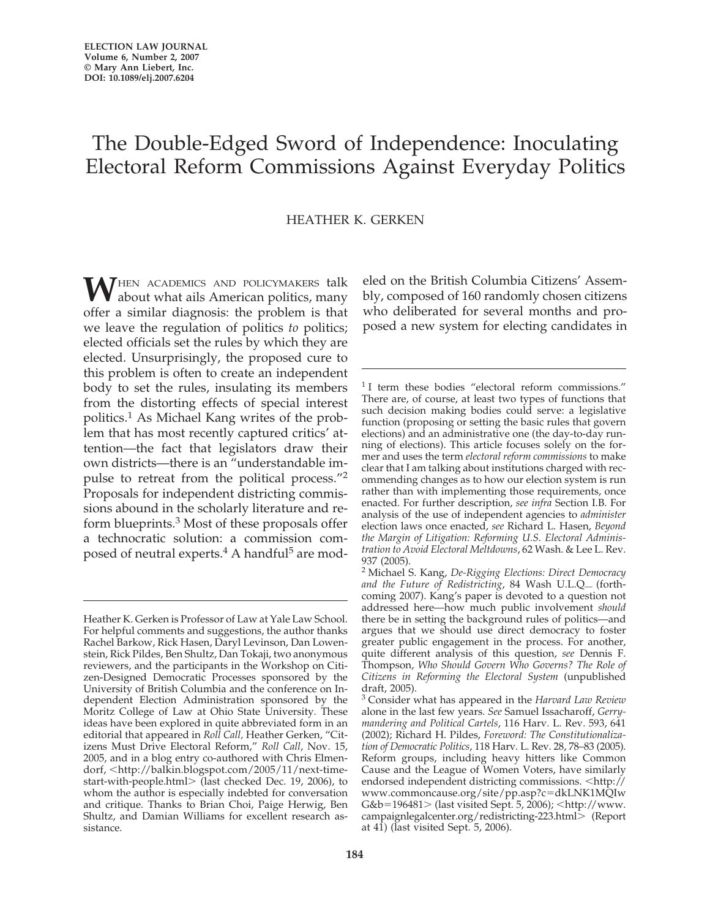# The Double-Edged Sword of Independence: Inoculating Electoral Reform Commissions Against Everyday Politics

HEATHER K. GERKEN

When academics and policymakers talk about what ails American politics, many offer a similar diagnosis: the problem is that we leave the regulation of politics *to* politics; elected officials set the rules by which they are elected. Unsurprisingly, the proposed cure to this problem is often to create an independent body to set the rules, insulating its members from the distorting effects of special interest politics.[1] As Michael Kang writes of the problem that has most recently captured critics' attention—the fact that legislators draw their own districts—there is an "understandable impulse to retreat from the political process."[2] Proposals for independent districting commissions abound in the scholarly literature and reform blueprints.[3] Most of these proposals offer a technocratic solution: a commission composed of neutral experts.[4] A handful[5] are modeled on the British Columbia Citizens' Assembly, composed of 160 randomly chosen citizens who deliberated for several months and proposed a new system for electing candidates in

---

Heather K. Gerken is Professor of Law at Yale Law School. For helpful comments and suggestions, the author thanks Rachel Barkow, Rick Hasen, Daryl Levinson, Dan Lowenstein, Rick Pildes, Ben Shultz, Dan Tokaji, two anonymous reviewers, and the participants in the Workshop on Citizen-Designed Democratic Processes sponsored by the University of British Columbia and the conference on Independent Election Administration sponsored by the Moritz College of Law at Ohio State University. These ideas have been explored in quite abbreviated form in an editorial that appeared in *Roll Call*, Heather Gerken, "Citizens Must Drive Electoral Reform," *Roll Call*, Nov. 15, 2005, and in a blog entry co-authored with Chris Elmendorf, <http://balkin.blogspot.com/2005/11/next-time-start-with-people.html> (last checked Dec. 19, 2006), to whom the author is especially indebted for conversation and critique. Thanks to Brian Choi, Paige Herwig, Ben Shultz, and Damian Williams for excellent research assistance.

[1] I term these bodies "electoral reform commissions." There are, of course, at least two types of functions that such decision making bodies could serve: a legislative function (proposing or setting the basic rules that govern elections) and an administrative one (the day-to-day running of elections). This article focuses solely on the former and uses the term *electoral reform commissions* to make clear that I am talking about institutions charged with recommending changes as to how our election system is run rather than with implementing those requirements, once enacted. For further description, *see infra* Section I.B. For analysis of the use of independent agencies to *administer* election laws once enacted, *see* Richard L. Hasen, *Beyond the Margin of Litigation: Reforming U.S. Electoral Administration to Avoid Electoral Meltdowns*, 62 Wash. & Lee L. Rev. 937 (2005).

[2] Michael S. Kang, *De-Rigging Elections: Direct Democracy and the Future of Redistricting*, 84 Wash U.L.Q__ (forthcoming 2007). Kang's paper is devoted to a question not addressed here—how much public involvement *should* there be in setting the background rules of politics—and argues that we should use direct democracy to foster greater public engagement in the process. For another, quite different analysis of this question, *see* Dennis F. Thompson, *Who Should Govern Who Governs? The Role of Citizens in Reforming the Electoral System* (unpublished draft, 2005).

[3] Consider what has appeared in the *Harvard Law Review* alone in the last few years. *See* Samuel Issacharoff, *Gerrymandering and Political Cartels*, 116 Harv. L. Rev. 593, 641 (2002); Richard H. Pildes, *Foreword: The Constitutionalization of Democratic Politics*, 118 Harv. L. Rev. 28, 78–83 (2005). Reform groups, including heavy hitters like Common Cause and the League of Women Voters, have similarly endorsed independent districting commissions. <http://www.commoncause.org/site/pp.asp?c=dkLNK1MQIwG&b=196481> (last visited Sept. 5, 2006); <http://www.campaignlegalcenter.org/redistricting-223.html> (Report at 41) (last visited Sept. 5, 2006).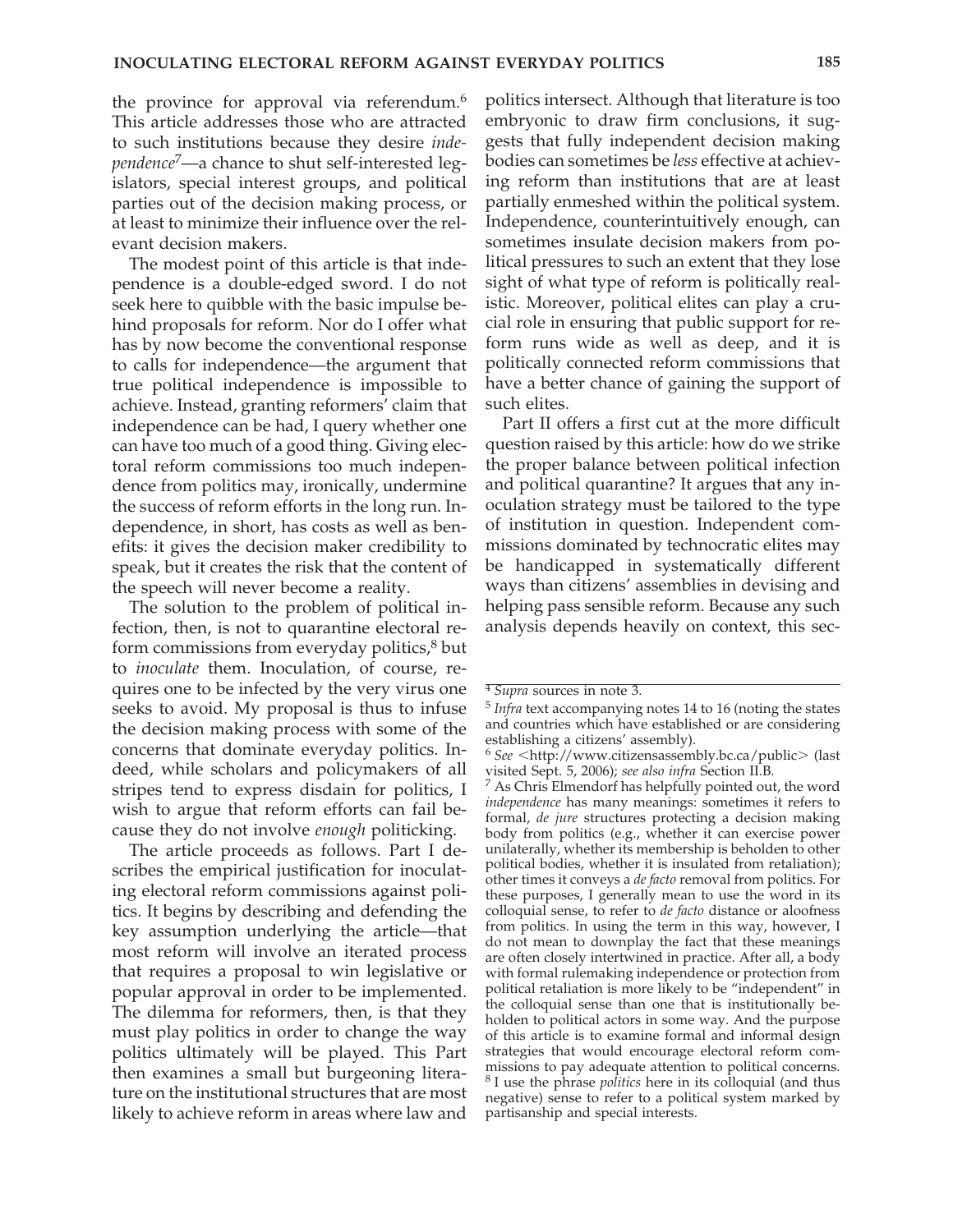the province for approval via referendum.[6] This article addresses those who are attracted to such institutions because they desire *independence*[7]—a chance to shut self-interested legislators, special interest groups, and political parties out of the decision making process, or at least to minimize their influence over the relevant decision makers.

The modest point of this article is that independence is a double-edged sword. I do not seek here to quibble with the basic impulse behind proposals for reform. Nor do I offer what has by now become the conventional response to calls for independence—the argument that true political independence is impossible to achieve. Instead, granting reformers' claim that independence can be had, I query whether one can have too much of a good thing. Giving electoral reform commissions too much independence from politics may, ironically, undermine the success of reform efforts in the long run. Independence, in short, has costs as well as benefits: it gives the decision maker credibility to speak, but it creates the risk that the content of the speech will never become a reality.

The solution to the problem of political infection, then, is not to quarantine electoral reform commissions from everyday politics,[8] but to *inoculate* them. Inoculation, of course, requires one to be infected by the very virus one seeks to avoid. My proposal is thus to infuse the decision making process with some of the concerns that dominate everyday politics. Indeed, while scholars and policymakers of all stripes tend to express disdain for politics, I wish to argue that reform efforts can fail because they do not involve *enough* politicking.

The article proceeds as follows. Part I describes the empirical justification for inoculating electoral reform commissions against politics. It begins by describing and defending the key assumption underlying the article—that most reform will involve an iterated process that requires a proposal to win legislative or popular approval in order to be implemented. The dilemma for reformers, then, is that they must play politics in order to change the way politics ultimately will be played. This Part then examines a small but burgeoning literature on the institutional structures that are most likely to achieve reform in areas where law and politics intersect. Although that literature is too embryonic to draw firm conclusions, it suggests that fully independent decision making bodies can sometimes be *less* effective at achieving reform than institutions that are at least partially enmeshed within the political system. Independence, counterintuitively enough, can sometimes insulate decision makers from political pressures to such an extent that they lose sight of what type of reform is politically realistic. Moreover, political elites can play a crucial role in ensuring that public support for reform runs wide as well as deep, and it is politically connected reform commissions that have a better chance of gaining the support of such elites.

Part II offers a first cut at the more difficult question raised by this article: how do we strike the proper balance between political infection and political quarantine? It argues that any inoculation strategy must be tailored to the type of institution in question. Independent commissions dominated by technocratic elites may be handicapped in systematically different ways than citizens' assemblies in devising and helping pass sensible reform. Because any such analysis depends heavily on context, this sec-

---

[4] *Supra* sources in note 3.

[5] *Infra* text accompanying notes 14 to 16 (noting the states and countries which have established or are considering establishing a citizens' assembly).

[6] *See* <http://www.citizensassembly.bc.ca/public> (last visited Sept. 5, 2006); *see also infra* Section II.B.

[7] As Chris Elmendorf has helpfully pointed out, the word *independence* has many meanings: sometimes it refers to formal, *de jure* structures protecting a decision making body from politics (e.g., whether it can exercise power unilaterally, whether its membership is beholden to other political bodies, whether it is insulated from retaliation); other times it conveys a *de facto* removal from politics. For these purposes, I generally mean to use the word in its colloquial sense, to refer to *de facto* distance or aloofness from politics. In using the term in this way, however, I do not mean to downplay the fact that these meanings are often closely intertwined in practice. After all, a body with formal rulemaking independence or protection from political retaliation is more likely to be "independent" in the colloquial sense than one that is institutionally beholden to political actors in some way. And the purpose of this article is to examine formal and informal design strategies that would encourage electoral reform commissions to pay adequate attention to political concerns.

[8] I use the phrase *politics* here in its colloquial (and thus negative) sense to refer to a political system marked by partisanship and special interests.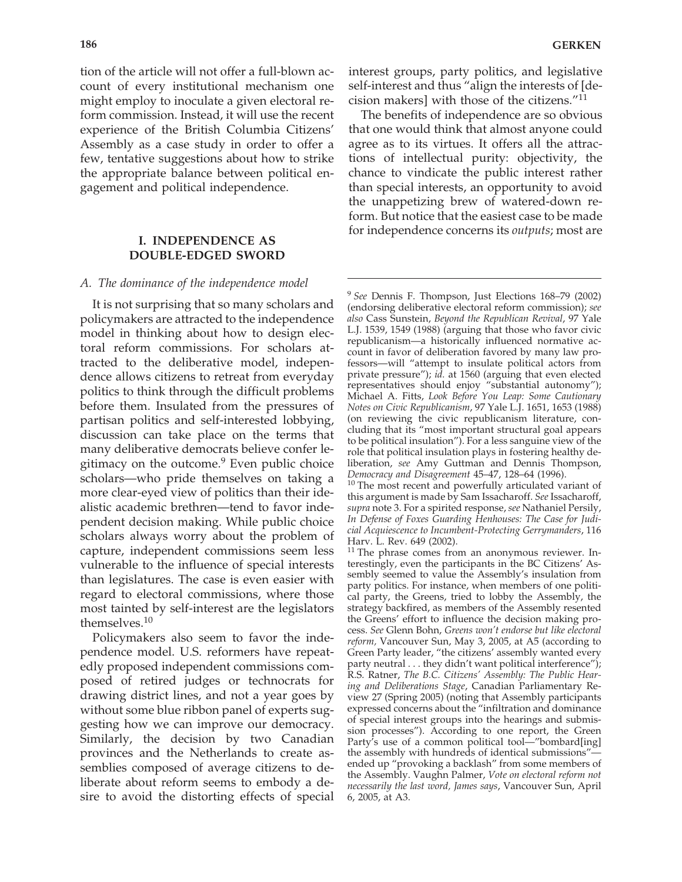tion of the article will not offer a full-blown account of every institutional mechanism one might employ to inoculate a given electoral reform commission. Instead, it will use the recent experience of the British Columbia Citizens' Assembly as a case study in order to offer a few, tentative suggestions about how to strike the appropriate balance between political engagement and political independence.

## I. INDEPENDENCE AS DOUBLE-EDGED SWORD

### *A. The dominance of the independence model*

It is not surprising that so many scholars and policymakers are attracted to the independence model in thinking about how to design electoral reform commissions. For scholars attracted to the deliberative model, independence allows citizens to retreat from everyday politics to think through the difficult problems before them. Insulated from the pressures of partisan politics and self-interested lobbying, discussion can take place on the terms that many deliberative democrats believe confer legitimacy on the outcome.[9] Even public choice scholars—who pride themselves on taking a more clear-eyed view of politics than their idealistic academic brethren—tend to favor independent decision making. While public choice scholars always worry about the problem of capture, independent commissions seem less vulnerable to the influence of special interests than legislatures. The case is even easier with regard to electoral commissions, where those most tainted by self-interest are the legislators themselves.[10]

Policymakers also seem to favor the independence model. U.S. reformers have repeatedly proposed independent commissions composed of retired judges or technocrats for drawing district lines, and not a year goes by without some blue ribbon panel of experts suggesting how we can improve our democracy. Similarly, the decision by two Canadian provinces and the Netherlands to create assemblies composed of average citizens to deliberate about reform seems to embody a desire to avoid the distorting effects of special interest groups, party politics, and legislative self-interest and thus "align the interests of [decision makers] with those of the citizens."[11]

The benefits of independence are so obvious that one would think that almost anyone could agree as to its virtues. It offers all the attractions of intellectual purity: objectivity, the chance to vindicate the public interest rather than special interests, an opportunity to avoid the unappetizing brew of watered-down reform. But notice that the easiest case to be made for independence concerns its *outputs*; most are

---

[9] *See* Dennis F. Thompson, Just Elections 168–79 (2002) (endorsing deliberative electoral reform commission); *see also* Cass Sunstein, *Beyond the Republican Revival*, 97 Yale L.J. 1539, 1549 (1988) (arguing that those who favor civic republicanism—a historically influenced normative account in favor of deliberation favored by many law professors—will "attempt to insulate political actors from private pressure"); *id.* at 1560 (arguing that even elected representatives should enjoy "substantial autonomy"); Michael A. Fitts, *Look Before You Leap: Some Cautionary Notes on Civic Republicanism*, 97 Yale L.J. 1651, 1653 (1988) (on reviewing the civic republicanism literature, concluding that its "most important structural goal appears to be political insulation"). For a less sanguine view of the role that political insulation plays in fostering healthy deliberation, *see* Amy Guttman and Dennis Thompson, *Democracy and Disagreement* 45–47, 128–64 (1996).

[10] The most recent and powerfully articulated variant of this argument is made by Sam Issacharoff. *See* Issacharoff, *supra* note 3. For a spirited response, *see* Nathaniel Persily, *In Defense of Foxes Guarding Henhouses: The Case for Judicial Acquiescence to Incumbent-Protecting Gerrymanders*, 116 Harv. L. Rev. 649 (2002).

[11] The phrase comes from an anonymous reviewer. Interestingly, even the participants in the BC Citizens' Assembly seemed to value the Assembly's insulation from party politics. For instance, when members of one political party, the Greens, tried to lobby the Assembly, the strategy backfired, as members of the Assembly resented the Greens' effort to influence the decision making process. *See* Glenn Bohn, *Greens won't endorse but like electoral reform,* Vancouver Sun, May 3, 2005, at A5 (according to Green Party leader, "the citizens' assembly wanted every party neutral . . . they didn't want political interference"); R.S. Ratner, *The B.C. Citizens' Assembly: The Public Hearing and Deliberations Stage*, Canadian Parliamentary Review 27 (Spring 2005) (noting that Assembly participants expressed concerns about the "infiltration and dominance of special interest groups into the hearings and submission processes"). According to one report, the Green Party's use of a common political tool—"bombard[ing] the assembly with hundreds of identical submissions"—ended up "provoking a backlash" from some members of the Assembly. Vaughn Palmer, *Vote on electoral reform not necessarily the last word, James says*, Vancouver Sun, April 6, 2005, at A3.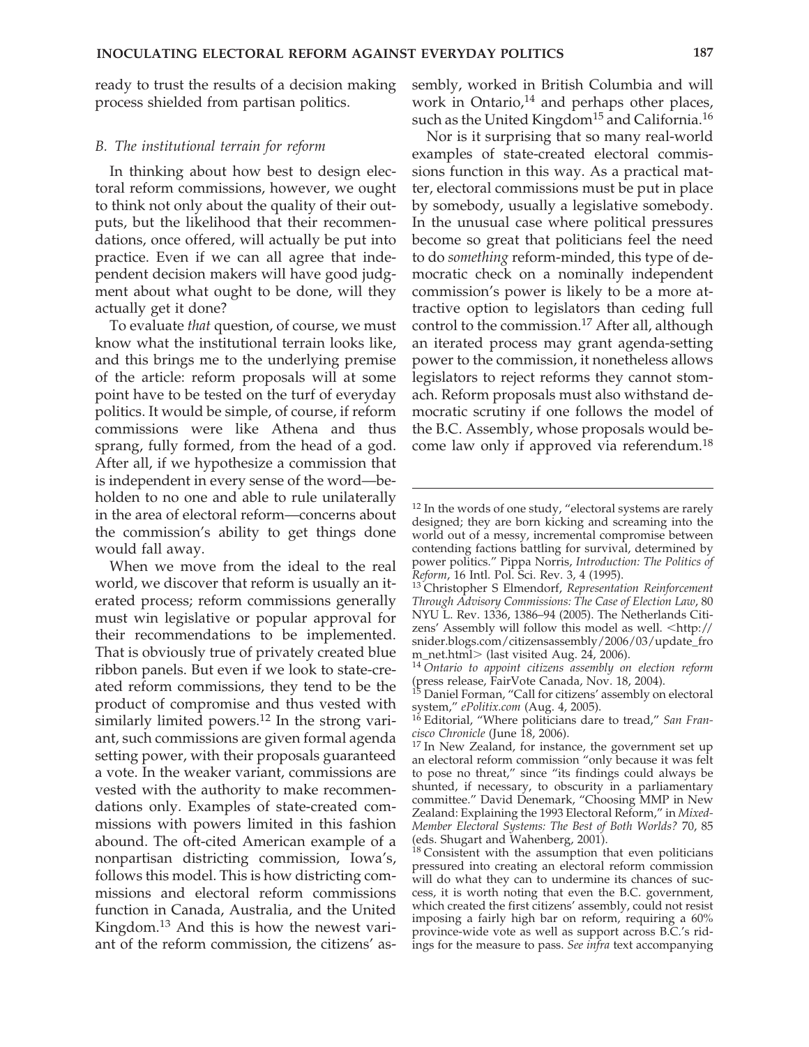ready to trust the results of a decision making process shielded from partisan politics.

### *B. The institutional terrain for reform*

In thinking about how best to design electoral reform commissions, however, we ought to think not only about the quality of their outputs, but the likelihood that their recommendations, once offered, will actually be put into practice. Even if we can all agree that independent decision makers will have good judgment about what ought to be done, will they actually get it done?

To evaluate *that* question, of course, we must know what the institutional terrain looks like, and this brings me to the underlying premise of the article: reform proposals will at some point have to be tested on the turf of everyday politics. It would be simple, of course, if reform commissions were like Athena and thus sprang, fully formed, from the head of a god. After all, if we hypothesize a commission that is independent in every sense of the word—beholden to no one and able to rule unilaterally in the area of electoral reform—concerns about the commission's ability to get things done would fall away.

When we move from the ideal to the real world, we discover that reform is usually an iterated process; reform commissions generally must win legislative or popular approval for their recommendations to be implemented. That is obviously true of privately created blue ribbon panels. But even if we look to state-created reform commissions, they tend to be the product of compromise and thus vested with similarly limited powers.[12] In the strong variant, such commissions are given formal agenda setting power, with their proposals guaranteed a vote. In the weaker variant, commissions are vested with the authority to make recommendations only. Examples of state-created commissions with powers limited in this fashion abound. The oft-cited American example of a nonpartisan districting commission, Iowa's, follows this model. This is how districting commissions and electoral reform commissions function in Canada, Australia, and the United Kingdom.[13] And this is how the newest variant of the reform commission, the citizens' assembly, worked in British Columbia and will work in Ontario,[14] and perhaps other places, such as the United Kingdom[15] and California.[16]

Nor is it surprising that so many real-world examples of state-created electoral commissions function in this way. As a practical matter, electoral commissions must be put in place by somebody, usually a legislative somebody. In the unusual case where political pressures become so great that politicians feel the need to do *something* reform-minded, this type of democratic check on a nominally independent commission's power is likely to be a more attractive option to legislators than ceding full control to the commission.[17] After all, although an iterated process may grant agenda-setting power to the commission, it nonetheless allows legislators to reject reforms they cannot stomach. Reform proposals must also withstand democratic scrutiny if one follows the model of the B.C. Assembly, whose proposals would become law only if approved via referendum.[18]

---

[12] In the words of one study, "electoral systems are rarely designed; they are born kicking and screaming into the world out of a messy, incremental compromise between contending factions battling for survival, determined by power politics." Pippa Norris, *Introduction: The Politics of Reform*, 16 Intl. Pol. Sci. Rev. 3, 4 (1995).

[13] Christopher S Elmendorf, *Representation Reinforcement Through Advisory Commissions: The Case of Election Law*, 80 NYU L. Rev. 1336, 1386–94 (2005). The Netherlands Citizens' Assembly will follow this model as well. <http://snider.blogs.com/citizensassembly/2006/03/update_from_net.html> (last visited Aug. 24, 2006).

[14] *Ontario to appoint citizens assembly on election reform* (press release, FairVote Canada, Nov. 18, 2004).

[15] Daniel Forman, "Call for citizens' assembly on electoral system," *ePolitix.com* (Aug. 4, 2005).

[16] Editorial, "Where politicians dare to tread," *San Francisco Chronicle* (June 18, 2006).

[17] In New Zealand, for instance, the government set up an electoral reform commission "only because it was felt to pose no threat," since "its findings could always be shunted, if necessary, to obscurity in a parliamentary committee." David Denemark, "Choosing MMP in New Zealand: Explaining the 1993 Electoral Reform," in *Mixed-Member Electoral Systems: The Best of Both Worlds?* 70, 85 (eds. Shugart and Wahenberg, 2001).

[18] Consistent with the assumption that even politicians pressured into creating an electoral reform commission will do what they can to undermine its chances of success, it is worth noting that even the B.C. government, which created the first citizens' assembly, could not resist imposing a fairly high bar on reform, requiring a 60% province-wide vote as well as support across B.C.'s ridings for the measure to pass. *See infra* text accompanying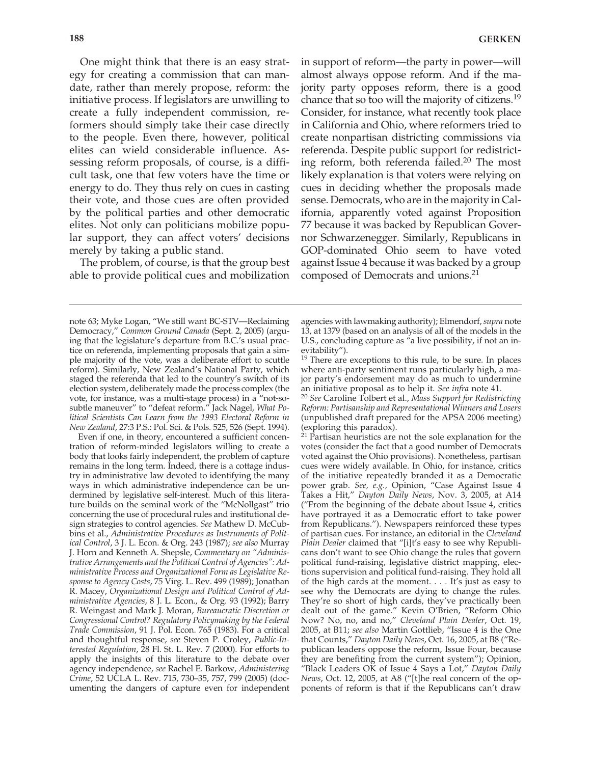One might think that there is an easy strategy for creating a commission that can mandate, rather than merely propose, reform: the initiative process. If legislators are unwilling to create a fully independent commission, reformers should simply take their case directly to the people. Even there, however, political elites can wield considerable influence. Assessing reform proposals, of course, is a difficult task, one that few voters have the time or energy to do. They thus rely on cues in casting their vote, and those cues are often provided by the political parties and other democratic elites. Not only can politicians mobilize popular support, they can affect voters' decisions merely by taking a public stand.

The problem, of course, is that the group best able to provide political cues and mobilization in support of reform—the party in power—will almost always oppose reform. And if the majority party opposes reform, there is a good chance that so too will the majority of citizens.[19] Consider, for instance, what recently took place in California and Ohio, where reformers tried to create nonpartisan districting commissions via referenda. Despite public support for redistricting reform, both referenda failed.[20] The most likely explanation is that voters were relying on cues in deciding whether the proposals made sense. Democrats, who are in the majority in California, apparently voted against Proposition 77 because it was backed by Republican Governor Schwarzenegger. Similarly, Republicans in GOP-dominated Ohio seem to have voted against Issue 4 because it was backed by a group composed of Democrats and unions.[21]

---

note 63; Myke Logan, "We still want BC-STV—Reclaiming Democracy," *Common Ground Canada* (Sept. 2, 2005) (arguing that the legislature's departure from B.C.'s usual practice on referenda, implementing proposals that gain a simple majority of the vote, was a deliberate effort to scuttle reform). Similarly, New Zealand's National Party, which staged the referenda that led to the country's switch of its election system, deliberately made the process complex (the vote, for instance, was a multi-stage process) in a "not-so-subtle maneuver" to "defeat reform." Jack Nagel, *What Political Scientists Can Learn from the 1993 Electoral Reform in New Zealand*, 27:3 P.S.: Pol. Sci. & Pols. 525, 526 (Sept. 1994).

Even if one, in theory, encountered a sufficient concentration of reform-minded legislators willing to create a body that looks fairly independent, the problem of capture remains in the long term. Indeed, there is a cottage industry in administrative law devoted to identifying the many ways in which administrative independence can be undermined by legislative self-interest. Much of this literature builds on the seminal work of the "McNollgast" trio concerning the use of procedural rules and institutional design strategies to control agencies. *See* Mathew D. McCubbins et al., *Administrative Procedures as Instruments of Political Control*, 3 J. L. Econ. & Org. 243 (1987); *see also* Murray J. Horn and Kenneth A. Shepsle, *Commentary on "Administrative Arrangements and the Political Control of Agencies": Administrative Process and Organizational Form as Legislative Response to Agency Costs*, 75 Virg. L. Rev. 499 (1989); Jonathan R. Macey, *Organizational Design and Political Control of Administrative Agencies*, 8 J. L. Econ., & Org. 93 (1992); Barry R. Weingast and Mark J. Moran, *Bureaucratic Discretion or Congressional Control? Regulatory Policymaking by the Federal Trade Commission*, 91 J. Pol. Econ. 765 (1983). For a critical and thoughtful response, *see* Steven P. Croley, *Public-Interested Regulation*, 28 Fl. St. L. Rev. 7 (2000). For efforts to apply the insights of this literature to the debate over agency independence, *see* Rachel E. Barkow, *Administering Crime*, 52 UCLA L. Rev. 715, 730–35, 757, 799 (2005) (documenting the dangers of capture even for independent agencies with lawmaking authority); Elmendorf, *supra* note 13, at 1379 (based on an analysis of all of the models in the U.S., concluding capture as "a live possibility, if not an inevitability").

[19] There are exceptions to this rule, to be sure. In places where anti-party sentiment runs particularly high, a major party's endorsement may do as much to undermine an initiative proposal as to help it. *See infra* note 41.

[20] *See* Caroline Tolbert et al., *Mass Support for Redistricting Reform: Partisanship and Representational Winners and Losers* (unpublished draft prepared for the APSA 2006 meeting) (exploring this paradox).

[21] Partisan heuristics are not the sole explanation for the votes (consider the fact that a good number of Democrats voted against the Ohio provisions). Nonetheless, partisan cues were widely available. In Ohio, for instance, critics of the initiative repeatedly branded it as a Democratic power grab. *See, e.g.,* Opinion, "Case Against Issue 4 Takes a Hit," *Dayton Daily News*, Nov. 3, 2005, at A14 ("From the beginning of the debate about Issue 4, critics have portrayed it as a Democratic effort to take power from Republicans."). Newspapers reinforced these types of partisan cues. For instance, an editorial in the *Cleveland Plain Dealer* claimed that "[i]t's easy to see why Republicans don't want to see Ohio change the rules that govern political fund-raising, legislative district mapping, elections supervision and political fund-raising. They hold all of the high cards at the moment. . . . It's just as easy to see why the Democrats are dying to change the rules. They're so short of high cards, they've practically been dealt out of the game." Kevin O'Brien, "Reform Ohio Now? No, no, and no," *Cleveland Plain Dealer*, Oct. 19, 2005, at B11; *see also* Martin Gottlieb, "Issue 4 is the One that Counts," *Dayton Daily News*, Oct. 16, 2005, at B8 ("Republican leaders oppose the reform, Issue Four, because they are benefiting from the current system"); Opinion, "Black Leaders OK of Issue 4 Says a Lot," *Dayton Daily News*, Oct. 12, 2005, at A8 ("[t]he real concern of the opponents of reform is that if the Republicans can't draw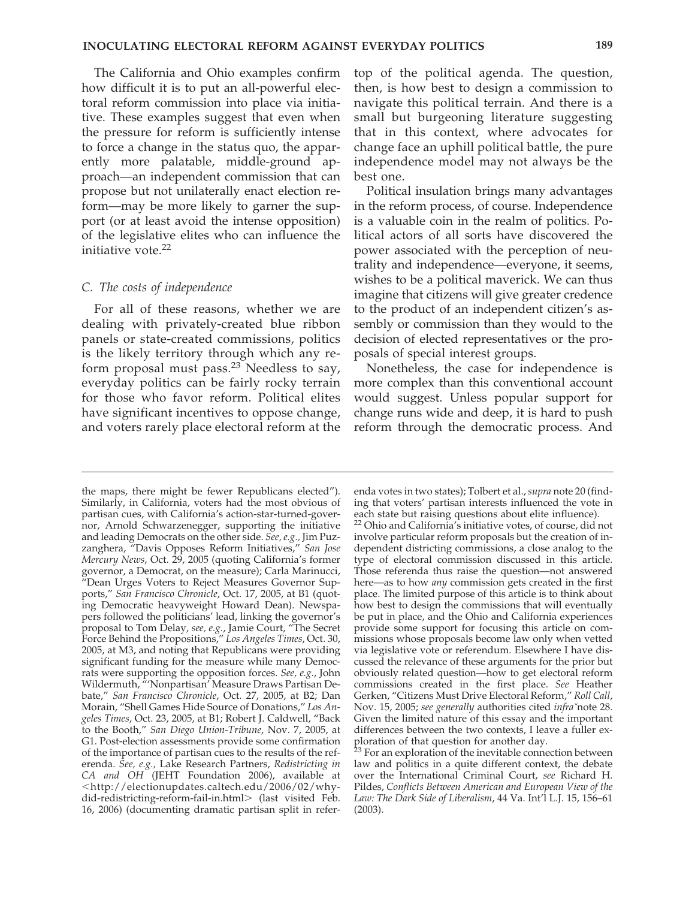The California and Ohio examples confirm how difficult it is to put an all-powerful electoral reform commission into place via initiative. These examples suggest that even when the pressure for reform is sufficiently intense to force a change in the status quo, the apparently more palatable, middle-ground approach—an independent commission that can propose but not unilaterally enact election reform—may be more likely to garner the support (or at least avoid the intense opposition) of the legislative elites who can influence the initiative vote.[22]

### C. The costs of independence

For all of these reasons, whether we are dealing with privately-created blue ribbon panels or state-created commissions, politics is the likely territory through which any reform proposal must pass.[23] Needless to say, everyday politics can be fairly rocky terrain for those who favor reform. Political elites have significant incentives to oppose change, and voters rarely place electoral reform at the top of the political agenda. The question, then, is how best to design a commission to navigate this political terrain. And there is a small but burgeoning literature suggesting that in this context, where advocates for change face an uphill political battle, the pure independence model may not always be the best one.

Political insulation brings many advantages in the reform process, of course. Independence is a valuable coin in the realm of politics. Political actors of all sorts have discovered the power associated with the perception of neutrality and independence—everyone, it seems, wishes to be a political maverick. We can thus imagine that citizens will give greater credence to the product of an independent citizen's assembly or commission than they would to the decision of elected representatives or the proposals of special interest groups.

Nonetheless, the case for independence is more complex than this conventional account would suggest. Unless popular support for change runs wide and deep, it is hard to push reform through the democratic process. And

---

the maps, there might be fewer Republicans elected"). Similarly, in California, voters had the most obvious of partisan cues, with California's action-star-turned-governor, Arnold Schwarzenegger, supporting the initiative and leading Democrats on the other side. *See, e.g.,* Jim Puzzanghera, "Davis Opposes Reform Initiatives," *San Jose Mercury News*, Oct. 29, 2005 (quoting California's former governor, a Democrat, on the measure); Carla Marinucci, "Dean Urges Voters to Reject Measures Governor Supports," *San Francisco Chronicle*, Oct. 17, 2005, at B1 (quoting Democratic heavyweight Howard Dean). Newspapers followed the politicians' lead, linking the governor's proposal to Tom Delay, *see, e.g.*, Jamie Court, "The Secret Force Behind the Propositions," *Los Angeles Times*, Oct. 30, 2005, at M3, and noting that Republicans were providing significant funding for the measure while many Democrats were supporting the opposition forces. *See, e.g.*, John Wildermuth, "'Nonpartisan' Measure Draws Partisan Debate," *San Francisco Chronicle*, Oct. 27, 2005, at B2; Dan Morain, "Shell Games Hide Source of Donations," *Los Angeles Times*, Oct. 23, 2005, at B1; Robert J. Caldwell, "Back to the Booth," *San Diego Union-Tribune*, Nov. 7, 2005, at G1. Post-election assessments provide some confirmation of the importance of partisan cues to the results of the referenda. *See, e.g.,* Lake Research Partners, *Redistricting in CA and OH* (JEHT Foundation 2006), available at <http://electionupdates.caltech.edu/2006/02/why-did-redistricting-reform-fail-in.html> (last visited Feb. 16, 2006) (documenting dramatic partisan split in referenda votes in two states); Tolbert et al., *supra* note 20 (finding that voters' partisan interests influenced the vote in each state but raising questions about elite influence).

[22] Ohio and California's initiative votes, of course, did not involve particular reform proposals but the creation of independent districting commissions, a close analog to the type of electoral commission discussed in this article. Those referenda thus raise the question—not answered here—as to how *any* commission gets created in the first place. The limited purpose of this article is to think about how best to design the commissions that will eventually be put in place, and the Ohio and California experiences provide some support for focusing this article on commissions whose proposals become law only when vetted via legislative vote or referendum. Elsewhere I have discussed the relevance of these arguments for the prior but obviously related question—how to get electoral reform commissions created in the first place. *See* Heather Gerken, "Citizens Must Drive Electoral Reform," *Roll Call*, Nov. 15, 2005; *see generally* authorities cited *infra* note 28. Given the limited nature of this essay and the important differences between the two contexts, I leave a fuller exploration of that question for another day.

[23] For an exploration of the inevitable connection between law and politics in a quite different context, the debate over the International Criminal Court, *see* Richard H. Pildes, *Conflicts Between American and European View of the Law: The Dark Side of Liberalism*, 44 Va. Int'l L.J. 15, 156–61 (2003).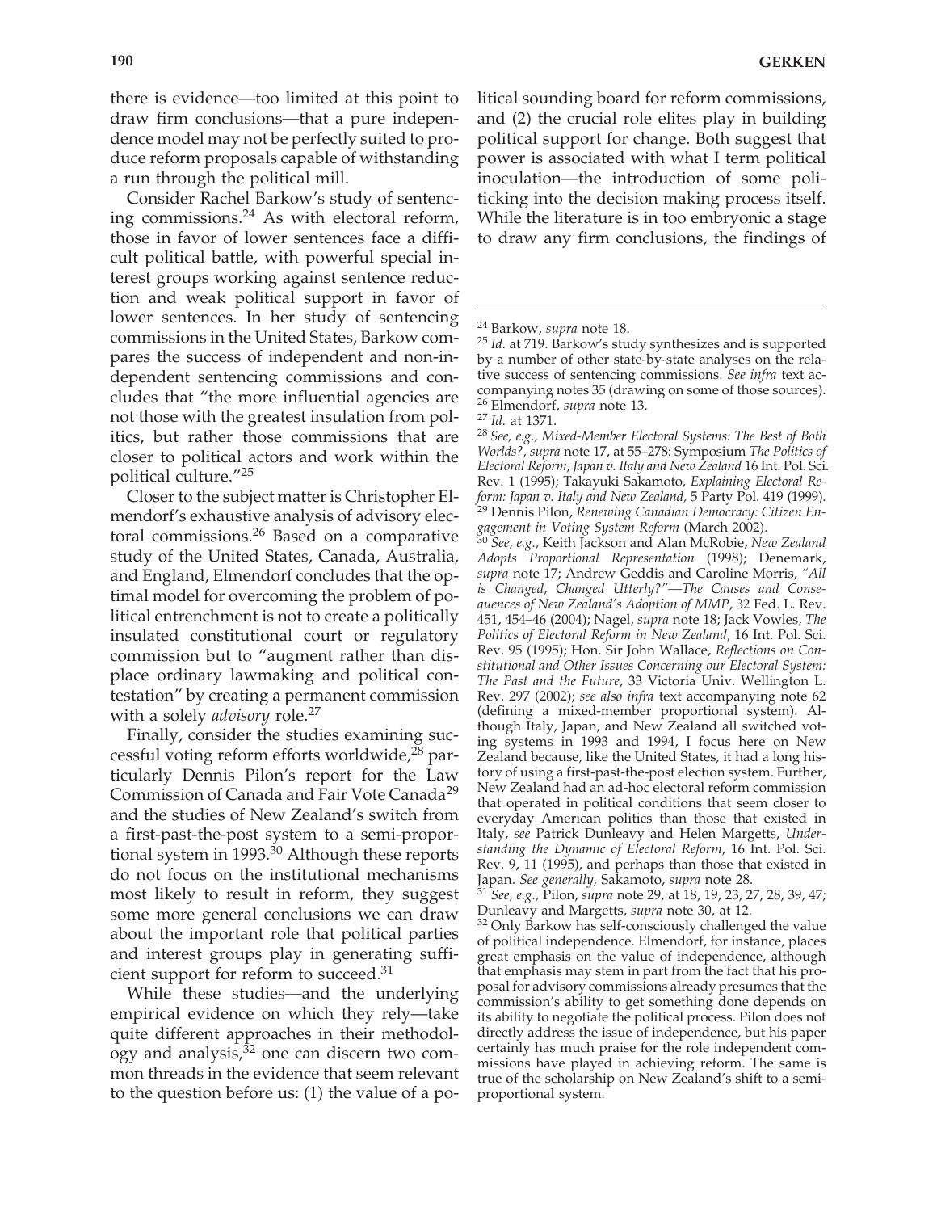there is evidence—too limited at this point to draw firm conclusions—that a pure independence model may not be perfectly suited to produce reform proposals capable of withstanding a run through the political mill.

Consider Rachel Barkow's study of sentencing commissions.[24] As with electoral reform, those in favor of lower sentences face a difficult political battle, with powerful special interest groups working against sentence reduction and weak political support in favor of lower sentences. In her study of sentencing commissions in the United States, Barkow compares the success of independent and non-independent sentencing commissions and concludes that "the more influential agencies are not those with the greatest insulation from politics, but rather those commissions that are closer to political actors and work within the political culture."[25]

Closer to the subject matter is Christopher Elmendorf's exhaustive analysis of advisory electoral commissions.[26] Based on a comparative study of the United States, Canada, Australia, and England, Elmendorf concludes that the optimal model for overcoming the problem of political entrenchment is not to create a politically insulated constitutional court or regulatory commission but to "augment rather than displace ordinary lawmaking and political contestation" by creating a permanent commission with a solely *advisory* role.[27]

Finally, consider the studies examining successful voting reform efforts worldwide,[28] particularly Dennis Pilon's report for the Law Commission of Canada and Fair Vote Canada[29] and the studies of New Zealand's switch from a first-past-the-post system to a semi-proportional system in 1993.[30] Although these reports do not focus on the institutional mechanisms most likely to result in reform, they suggest some more general conclusions we can draw about the important role that political parties and interest groups play in generating sufficient support for reform to succeed.[31]

While these studies—and the underlying empirical evidence on which they rely—take quite different approaches in their methodology and analysis,[32] one can discern two common threads in the evidence that seem relevant to the question before us: (1) the value of a political sounding board for reform commissions, and (2) the crucial role elites play in building political support for change. Both suggest that power is associated with what I term political inoculation—the introduction of some politicking into the decision making process itself. While the literature is in too embryonic a stage to draw any firm conclusions, the findings of

---

[24] Barkow, *supra* note 18.

[25] *Id.* at 719. Barkow's study synthesizes and is supported by a number of other state-by-state analyses on the relative success of sentencing commissions. *See infra* text accompanying notes 35 (drawing on some of those sources).

[26] Elmendorf, *supra* note 13.

[27] *Id.* at 1371.

[28] *See, e.g., Mixed-Member Electoral Systems: The Best of Both Worlds?*, *supra* note 17, at 55–278: Symposium *The Politics of Electoral Reform, Japan v. Italy and New Zealand* 16 Int. Pol. Sci. Rev. 1 (1995); Takayuki Sakamoto, *Explaining Electoral Reform: Japan v. Italy and New Zealand,* 5 Party Pol. 419 (1999).

[29] Dennis Pilon, *Renewing Canadian Democracy: Citizen Engagement in Voting System Reform* (March 2002).

[30] *See, e.g.,* Keith Jackson and Alan McRobie, *New Zealand Adopts Proportional Representation* (1998); Denemark, *supra* note 17; Andrew Geddis and Caroline Morris, *"All is Changed, Changed Utterly?"—The Causes and Consequences of New Zealand's Adoption of MMP*, 32 Fed. L. Rev. 451, 454–46 (2004); Nagel, *supra* note 18; Jack Vowles, *The Politics of Electoral Reform in New Zealand*, 16 Int. Pol. Sci. Rev. 95 (1995); Hon. Sir John Wallace, *Reflections on Constitutional and Other Issues Concerning our Electoral System: The Past and the Future*, 33 Victoria Univ. Wellington L. Rev. 297 (2002); *see also infra* text accompanying note 62 (defining a mixed-member proportional system). Although Italy, Japan, and New Zealand all switched voting systems in 1993 and 1994, I focus here on New Zealand because, like the United States, it had a long history of using a first-past-the-post election system. Further, New Zealand had an ad-hoc electoral reform commission that operated in political conditions that seem closer to everyday American politics than those that existed in Italy, *see* Patrick Dunleavy and Helen Margetts, *Understanding the Dynamic of Electoral Reform*, 16 Int. Pol. Sci. Rev. 9, 11 (1995), and perhaps than those that existed in Japan. *See generally,* Sakamoto, *supra* note 28.

[31] *See, e.g.,* Pilon, *supra* note 29, at 18, 19, 23, 27, 28, 39, 47; Dunleavy and Margetts, *supra* note 30, at 12.

[32] Only Barkow has self-consciously challenged the value of political independence. Elmendorf, for instance, places great emphasis on the value of independence, although that emphasis may stem in part from the fact that his proposal for advisory commissions already presumes that the commission's ability to get something done depends on its ability to negotiate the political process. Pilon does not directly address the issue of independence, but his paper certainly has much praise for the role independent commissions have played in achieving reform. The same is true of the scholarship on New Zealand's shift to a semi-proportional system.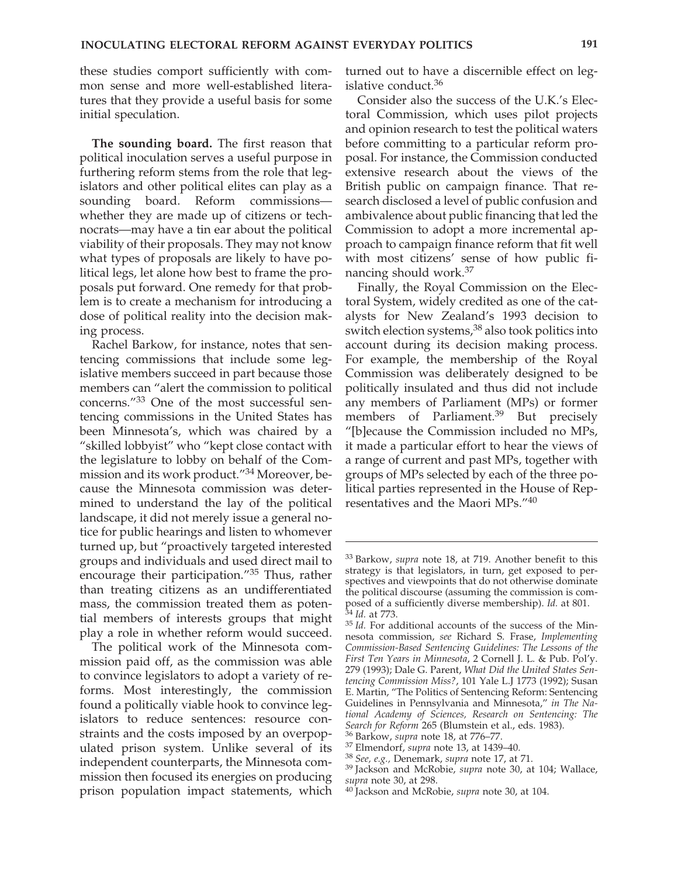these studies comport sufficiently with common sense and more well-established literatures that they provide a useful basis for some initial speculation.

**The sounding board.** The first reason that political inoculation serves a useful purpose in furthering reform stems from the role that legislators and other political elites can play as a sounding board. Reform commissions—whether they are made up of citizens or technocrats—may have a tin ear about the political viability of their proposals. They may not know what types of proposals are likely to have political legs, let alone how best to frame the proposals put forward. One remedy for that problem is to create a mechanism for introducing a dose of political reality into the decision making process.

Rachel Barkow, for instance, notes that sentencing commissions that include some legislative members succeed in part because those members can "alert the commission to political concerns."[33] One of the most successful sentencing commissions in the United States has been Minnesota's, which was chaired by a "skilled lobbyist" who "kept close contact with the legislature to lobby on behalf of the Commission and its work product."[34] Moreover, because the Minnesota commission was determined to understand the lay of the political landscape, it did not merely issue a general notice for public hearings and listen to whomever turned up, but "proactively targeted interested groups and individuals and used direct mail to encourage their participation."[35] Thus, rather than treating citizens as an undifferentiated mass, the commission treated them as potential members of interests groups that might play a role in whether reform would succeed.

The political work of the Minnesota commission paid off, as the commission was able to convince legislators to adopt a variety of reforms. Most interestingly, the commission found a politically viable hook to convince legislators to reduce sentences: resource constraints and the costs imposed by an overpopulated prison system. Unlike several of its independent counterparts, the Minnesota commission then focused its energies on producing prison population impact statements, which turned out to have a discernible effect on legislative conduct.[36]

Consider also the success of the U.K.'s Electoral Commission, which uses pilot projects and opinion research to test the political waters before committing to a particular reform proposal. For instance, the Commission conducted extensive research about the views of the British public on campaign finance. That research disclosed a level of public confusion and ambivalence about public financing that led the Commission to adopt a more incremental approach to campaign finance reform that fit well with most citizens' sense of how public financing should work.[37]

Finally, the Royal Commission on the Electoral System, widely credited as one of the catalysts for New Zealand's 1993 decision to switch election systems,[38] also took politics into account during its decision making process. For example, the membership of the Royal Commission was deliberately designed to be politically insulated and thus did not include any members of Parliament (MPs) or former members of Parliament.[39] But precisely "[b]ecause the Commission included no MPs, it made a particular effort to hear the views of a range of current and past MPs, together with groups of MPs selected by each of the three political parties represented in the House of Representatives and the Maori MPs."[40]

---

[33] Barkow, *supra* note 18, at 719. Another benefit to this strategy is that legislators, in turn, get exposed to perspectives and viewpoints that do not otherwise dominate the political discourse (assuming the commission is composed of a sufficiently diverse membership). *Id.* at 801.

[34] *Id.* at 773.

[35] *Id.* For additional accounts of the success of the Minnesota commission, *see* Richard S. Frase, *Implementing Commission-Based Sentencing Guidelines: The Lessons of the First Ten Years in Minnesota*, 2 Cornell J. L. & Pub. Pol'y. 279 (1993); Dale G. Parent, *What Did the United States Sentencing Commission Miss?*, 101 Yale L.J 1773 (1992); Susan E. Martin, "The Politics of Sentencing Reform: Sentencing Guidelines in Pennsylvania and Minnesota," *in The National Academy of Sciences, Research on Sentencing: The Search for Reform* 265 (Blumstein et al., eds. 1983).

[36] Barkow, *supra* note 18, at 776–77.

[37] Elmendorf, *supra* note 13, at 1439–40.

[38] *See, e.g.,* Denemark, *supra* note 17, at 71.

[39] Jackson and McRobie, *supra* note 30, at 104; Wallace, *supra* note 30, at 298.

[40] Jackson and McRobie, *supra* note 30, at 104.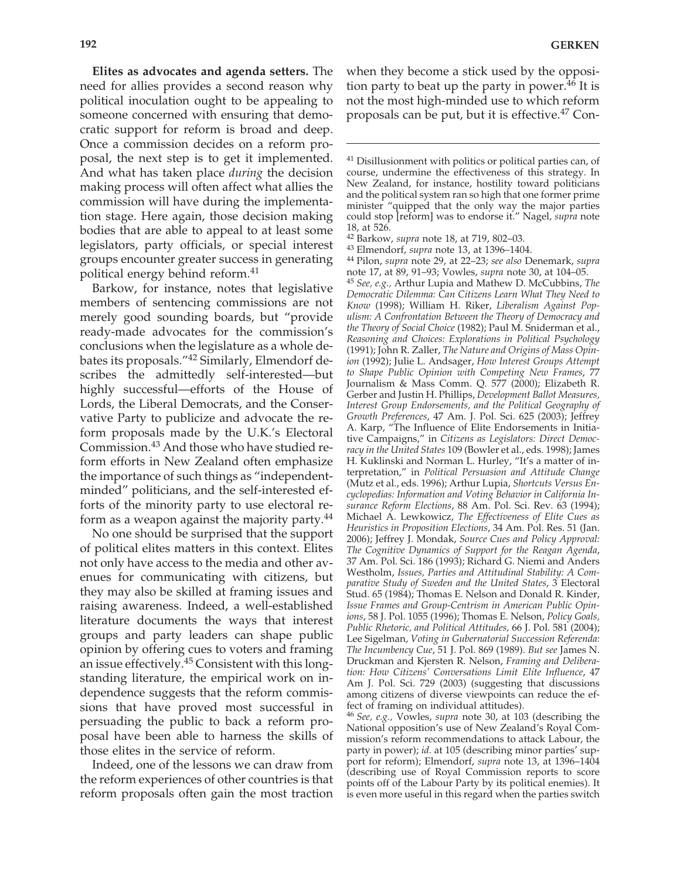**Elites as advocates and agenda setters.** The need for allies provides a second reason why political inoculation ought to be appealing to someone concerned with ensuring that democratic support for reform is broad and deep. Once a commission decides on a reform proposal, the next step is to get it implemented. And what has taken place *during* the decision making process will often affect what allies the commission will have during the implementation stage. Here again, those decision making bodies that are able to appeal to at least some legislators, party officials, or special interest groups encounter greater success in generating political energy behind reform.[41]

Barkow, for instance, notes that legislative members of sentencing commissions are not merely good sounding boards, but "provide ready-made advocates for the commission's conclusions when the legislature as a whole debates its proposals."[42] Similarly, Elmendorf describes the admittedly self-interested—but highly successful—efforts of the House of Lords, the Liberal Democrats, and the Conservative Party to publicize and advocate the reform proposals made by the U.K.'s Electoral Commission.[43] And those who have studied reform efforts in New Zealand often emphasize the importance of such things as "independent-minded" politicians, and the self-interested efforts of the minority party to use electoral reform as a weapon against the majority party.[44]

No one should be surprised that the support of political elites matters in this context. Elites not only have access to the media and other avenues for communicating with citizens, but they may also be skilled at framing issues and raising awareness. Indeed, a well-established literature documents the ways that interest groups and party leaders can shape public opinion by offering cues to voters and framing an issue effectively.[45] Consistent with this long-standing literature, the empirical work on independence suggests that the reform commissions that have proved most successful in persuading the public to back a reform proposal have been able to harness the skills of those elites in the service of reform.

Indeed, one of the lessons we can draw from the reform experiences of other countries is that reform proposals often gain the most traction when they become a stick used by the opposition party to beat up the party in power.[46] It is not the most high-minded use to which reform proposals can be put, but it is effective.[47] Con-

---

[41] Disillusionment with politics or political parties can, of course, undermine the effectiveness of this strategy. In New Zealand, for instance, hostility toward politicians and the political system ran so high that one former prime minister "quipped that the only way the major parties could stop [reform] was to endorse it." Nagel, *supra* note 18, at 526.

[42] Barkow, *supra* note 18, at 719, 802–03.

[43] Elmendorf, *supra* note 13, at 1396–1404.

[44] Pilon, *supra* note 29, at 22–23; *see also* Denemark, *supra* note 17, at 89, 91–93; Vowles, *supra* note 30, at 104–05.

[45] *See, e.g.,* Arthur Lupia and Mathew D. McCubbins, *The Democratic Dilemma: Can Citizens Learn What They Need to Know* (1998); William H. Riker, *Liberalism Against Populism: A Confrontation Between the Theory of Democracy and the Theory of Social Choice* (1982); Paul M. Sniderman et al., *Reasoning and Choices: Explorations in Political Psychology* (1991); John R. Zaller, *The Nature and Origins of Mass Opinion* (1992); Julie L. Andsager, *How Interest Groups Attempt to Shape Public Opinion with Competing New Frames*, 77 Journalism & Mass Comm. Q. 577 (2000); Elizabeth R. Gerber and Justin H. Phillips, *Development Ballot Measures, Interest Group Endorsements, and the Political Geography of Growth Preferences*, 47 Am. J. Pol. Sci. 625 (2003); Jeffrey A. Karp, "The Influence of Elite Endorsements in Initiative Campaigns," in *Citizens as Legislators: Direct Democracy in the United States* 109 (Bowler et al., eds. 1998); James H. Kuklinski and Norman L. Hurley, "It's a matter of interpretation," in *Political Persuasion and Attitude Change* (Mutz et al., eds. 1996); Arthur Lupia, *Shortcuts Versus Encyclopedias: Information and Voting Behavior in California Insurance Reform Elections*, 88 Am. Pol. Sci. Rev. 63 (1994); Michael A. Lewkowicz, *The Effectiveness of Elite Cues as Heuristics in Proposition Elections*, 34 Am. Pol. Res. 51 (Jan. 2006); Jeffrey J. Mondak, *Source Cues and Policy Approval: The Cognitive Dynamics of Support for the Reagan Agenda*, 37 Am. Pol. Sci. 186 (1993); Richard G. Niemi and Anders Westholm, *Issues, Parties and Attitudinal Stability: A Comparative Study of Sweden and the United States*, 3 Electoral Stud. 65 (1984); Thomas E. Nelson and Donald R. Kinder, *Issue Frames and Group-Centrism in American Public Opinions*, 58 J. Pol. 1055 (1996); Thomas E. Nelson, *Policy Goals, Public Rhetoric, and Political Attitudes,* 66 J. Pol. 581 (2004); Lee Sigelman, *Voting in Gubernatorial Succession Referenda: The Incumbency Cue*, 51 J. Pol. 869 (1989). *But see* James N. Druckman and Kjersten R. Nelson, *Framing and Deliberation: How Citizens' Conversations Limit Elite Influence*, 47 Am J. Pol. Sci. 729 (2003) (suggesting that discussions among citizens of diverse viewpoints can reduce the effect of framing on individual attitudes).

[46] *See, e.g.,* Vowles, *supra* note 30, at 103 (describing the National opposition's use of New Zealand's Royal Commission's reform recommendations to attack Labour, the party in power); *id.* at 105 (describing minor parties' support for reform); Elmendorf, *supra* note 13, at 1396–1404 (describing use of Royal Commission reports to score points off of the Labour Party by its political enemies). It is even more useful in this regard when the parties switch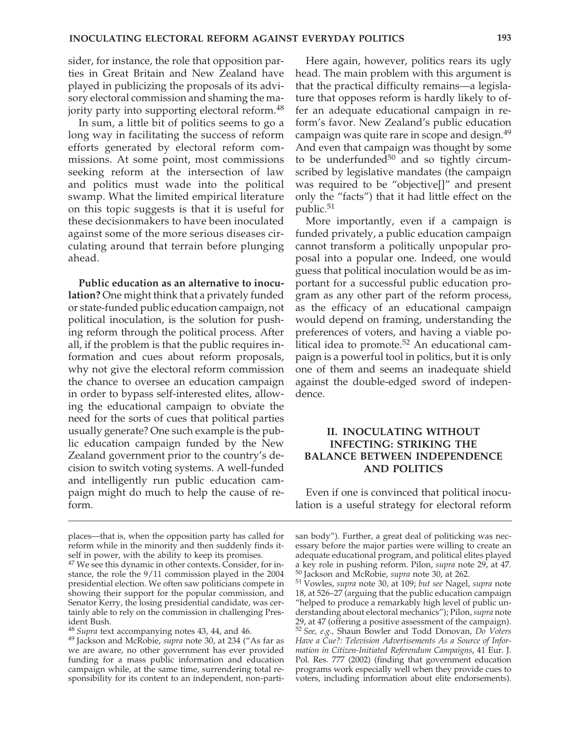sider, for instance, the role that opposition parties in Great Britain and New Zealand have played in publicizing the proposals of its advisory electoral commission and shaming the majority party into supporting electoral reform.[48]

In sum, a little bit of politics seems to go a long way in facilitating the success of reform efforts generated by electoral reform commissions. At some point, most commissions seeking reform at the intersection of law and politics must wade into the political swamp. What the limited empirical literature on this topic suggests is that it is useful for these decisionmakers to have been inoculated against some of the more serious diseases circulating around that terrain before plunging ahead.

**Public education as an alternative to inoculation?** One might think that a privately funded or state-funded public education campaign, not political inoculation, is the solution for pushing reform through the political process. After all, if the problem is that the public requires information and cues about reform proposals, why not give the electoral reform commission the chance to oversee an education campaign in order to bypass self-interested elites, allowing the educational campaign to obviate the need for the sorts of cues that political parties usually generate? One such example is the public education campaign funded by the New Zealand government prior to the country's decision to switch voting systems. A well-funded and intelligently run public education campaign might do much to help the cause of reform.

Here again, however, politics rears its ugly head. The main problem with this argument is that the practical difficulty remains—a legislature that opposes reform is hardly likely to offer an adequate educational campaign in reform's favor. New Zealand's public education campaign was quite rare in scope and design.[49] And even that campaign was thought by some to be underfunded[50] and so tightly circumscribed by legislative mandates (the campaign was required to be "objective[]" and present only the "facts") that it had little effect on the public.[51]

More importantly, even if a campaign is funded privately, a public education campaign cannot transform a politically unpopular proposal into a popular one. Indeed, one would guess that political inoculation would be as important for a successful public education program as any other part of the reform process, as the efficacy of an educational campaign would depend on framing, understanding the preferences of voters, and having a viable political idea to promote.[52] An educational campaign is a powerful tool in politics, but it is only one of them and seems an inadequate shield against the double-edged sword of independence.

## II. INOCULATING WITHOUT INFECTING: STRIKING THE BALANCE BETWEEN INDEPENDENCE AND POLITICS

Even if one is convinced that political inoculation is a useful strategy for electoral reform

---

places—that is, when the opposition party has called for reform while in the minority and then suddenly finds itself in power, with the ability to keep its promises.

[47] We see this dynamic in other contexts. Consider, for instance, the role the 9/11 commission played in the 2004 presidential election. We often saw politicians compete in showing their support for the popular commission, and Senator Kerry, the losing presidential candidate, was certainly able to rely on the commission in challenging President Bush.

[48] *Supra* text accompanying notes 43, 44, and 46.

[49] Jackson and McRobie, *supra* note 30, at 234 ("As far as we are aware, no other government has ever provided funding for a mass public information and education campaign while, at the same time, surrendering total responsibility for its content to an independent, non-partisan body"). Further, a great deal of politicking was necessary before the major parties were willing to create an adequate educational program, and political elites played a key role in pushing reform. Pilon, *supra* note 29, at 47.

[50] Jackson and McRobie, *supra* note 30, at 262.

[51] Vowles, *supra* note 30, at 109; *but see* Nagel, *supra* note 18, at 526–27 (arguing that the public education campaign "helped to produce a remarkably high level of public understanding about electoral mechanics"); Pilon, *supra* note 29, at 47 (offering a positive assessment of the campaign).

[52] *See, e.g.,* Shaun Bowler and Todd Donovan, *Do Voters Have a Cue?: Television Advertisements As a Source of Information in Citizen-Initiated Referendum Campaigns*, 41 Eur. J. Pol. Res. 777 (2002) (finding that government education programs work especially well when they provide cues to voters, including information about elite endorsements).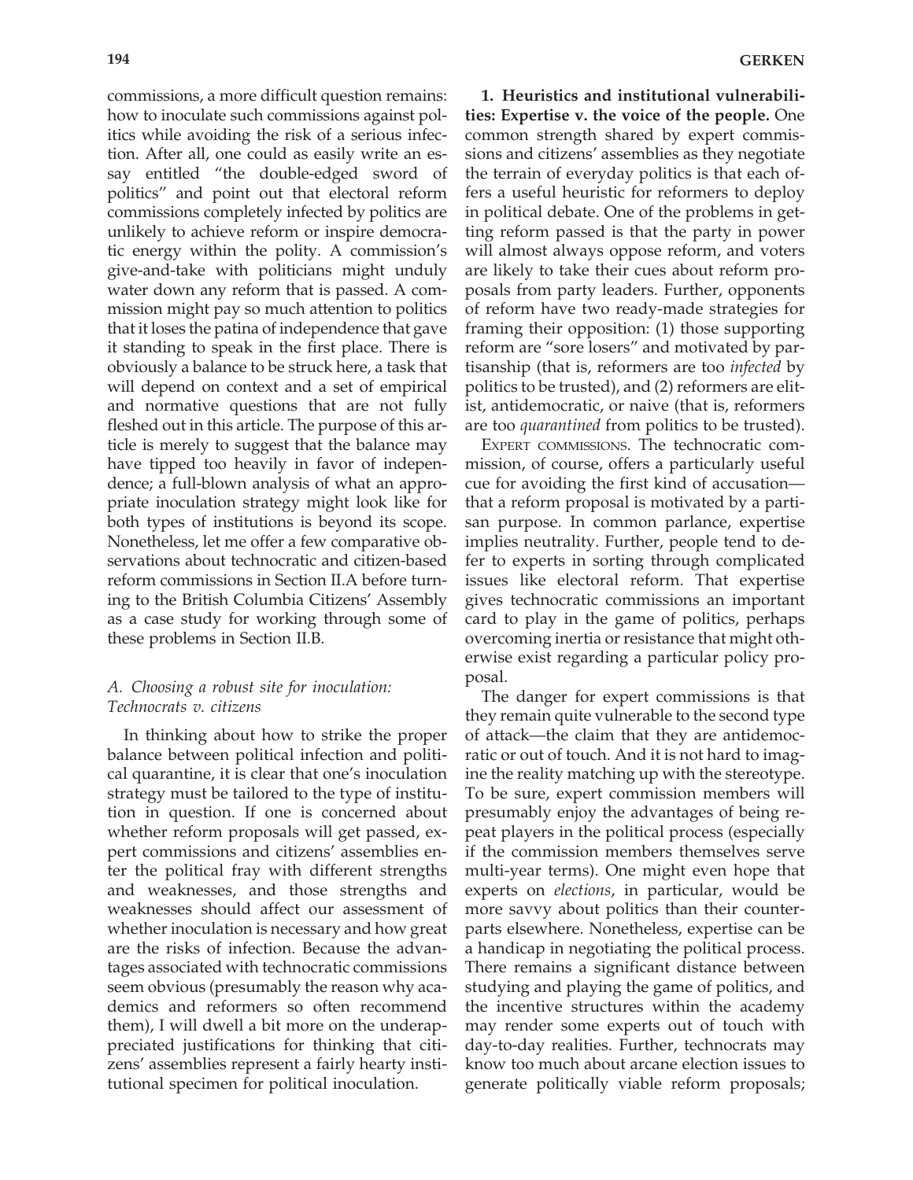commissions, a more difficult question remains: how to inoculate such commissions against politics while avoiding the risk of a serious infection. After all, one could as easily write an essay entitled "the double-edged sword of politics" and point out that electoral reform commissions completely infected by politics are unlikely to achieve reform or inspire democratic energy within the polity. A commission's give-and-take with politicians might unduly water down any reform that is passed. A commission might pay so much attention to politics that it loses the patina of independence that gave it standing to speak in the first place. There is obviously a balance to be struck here, a task that will depend on context and a set of empirical and normative questions that are not fully fleshed out in this article. The purpose of this article is merely to suggest that the balance may have tipped too heavily in favor of independence; a full-blown analysis of what an appropriate inoculation strategy might look like for both types of institutions is beyond its scope. Nonetheless, let me offer a few comparative observations about technocratic and citizen-based reform commissions in Section II.A before turning to the British Columbia Citizens' Assembly as a case study for working through some of these problems in Section II.B.

### *A. Choosing a robust site for inoculation: Technocrats v. citizens*

In thinking about how to strike the proper balance between political infection and political quarantine, it is clear that one's inoculation strategy must be tailored to the type of institution in question. If one is concerned about whether reform proposals will get passed, expert commissions and citizens' assemblies enter the political fray with different strengths and weaknesses, and those strengths and weaknesses should affect our assessment of whether inoculation is necessary and how great are the risks of infection. Because the advantages associated with technocratic commissions seem obvious (presumably the reason why academics and reformers so often recommend them), I will dwell a bit more on the underappreciated justifications for thinking that citizens' assemblies represent a fairly hearty institutional specimen for political inoculation.

**1. Heuristics and institutional vulnerabilities: Expertise v. the voice of the people.** One common strength shared by expert commissions and citizens' assemblies as they negotiate the terrain of everyday politics is that each offers a useful heuristic for reformers to deploy in political debate. One of the problems in getting reform passed is that the party in power will almost always oppose reform, and voters are likely to take their cues about reform proposals from party leaders. Further, opponents of reform have two ready-made strategies for framing their opposition: (1) those supporting reform are "sore losers" and motivated by partisanship (that is, reformers are too *infected* by politics to be trusted), and (2) reformers are elitist, antidemocratic, or naive (that is, reformers are too *quarantined* from politics to be trusted).

Expert commissions. The technocratic commission, of course, offers a particularly useful cue for avoiding the first kind of accusation—that a reform proposal is motivated by a partisan purpose. In common parlance, expertise implies neutrality. Further, people tend to defer to experts in sorting through complicated issues like electoral reform. That expertise gives technocratic commissions an important card to play in the game of politics, perhaps overcoming inertia or resistance that might otherwise exist regarding a particular policy proposal.

The danger for expert commissions is that they remain quite vulnerable to the second type of attack—the claim that they are antidemocratic or out of touch. And it is not hard to imagine the reality matching up with the stereotype. To be sure, expert commission members will presumably enjoy the advantages of being repeat players in the political process (especially if the commission members themselves serve multi-year terms). One might even hope that experts on *elections*, in particular, would be more savvy about politics than their counterparts elsewhere. Nonetheless, expertise can be a handicap in negotiating the political process. There remains a significant distance between studying and playing the game of politics, and the incentive structures within the academy may render some experts out of touch with day-to-day realities. Further, technocrats may know too much about arcane election issues to generate politically viable reform proposals;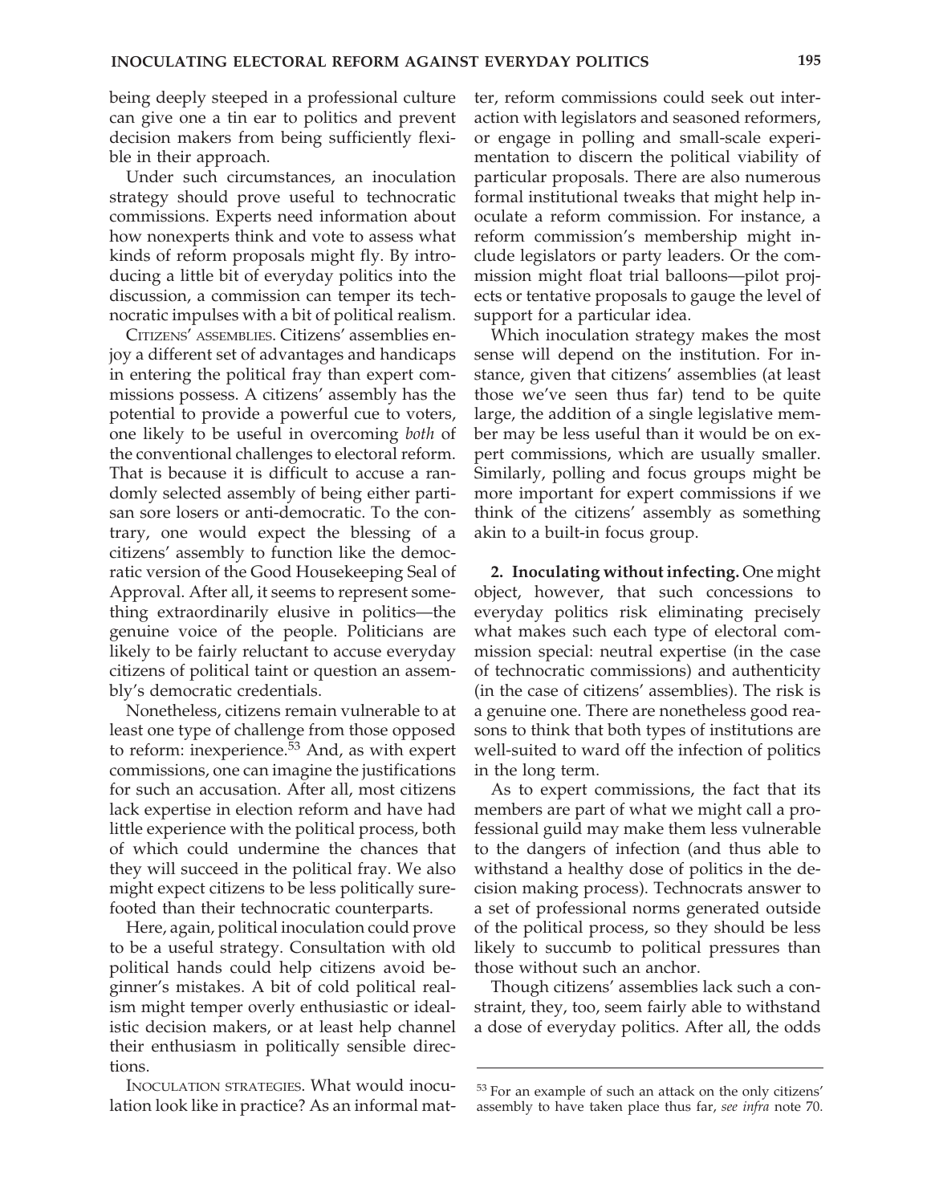being deeply steeped in a professional culture can give one a tin ear to politics and prevent decision makers from being sufficiently flexible in their approach.

Under such circumstances, an inoculation strategy should prove useful to technocratic commissions. Experts need information about how nonexperts think and vote to assess what kinds of reform proposals might fly. By introducing a little bit of everyday politics into the discussion, a commission can temper its technocratic impulses with a bit of political realism.

CITIZENS' ASSEMBLIES. Citizens' assemblies enjoy a different set of advantages and handicaps in entering the political fray than expert commissions possess. A citizens' assembly has the potential to provide a powerful cue to voters, one likely to be useful in overcoming *both* of the conventional challenges to electoral reform. That is because it is difficult to accuse a randomly selected assembly of being either partisan sore losers or anti-democratic. To the contrary, one would expect the blessing of a citizens' assembly to function like the democratic version of the Good Housekeeping Seal of Approval. After all, it seems to represent something extraordinarily elusive in politics—the genuine voice of the people. Politicians are likely to be fairly reluctant to accuse everyday citizens of political taint or question an assembly's democratic credentials.

Nonetheless, citizens remain vulnerable to at least one type of challenge from those opposed to reform: inexperience.[53] And, as with expert commissions, one can imagine the justifications for such an accusation. After all, most citizens lack expertise in election reform and have had little experience with the political process, both of which could undermine the chances that they will succeed in the political fray. We also might expect citizens to be less politically surefooted than their technocratic counterparts.

Here, again, political inoculation could prove to be a useful strategy. Consultation with old political hands could help citizens avoid beginner's mistakes. A bit of cold political realism might temper overly enthusiastic or idealistic decision makers, or at least help channel their enthusiasm in politically sensible directions.

INOCULATION STRATEGIES. What would inoculation look like in practice? As an informal matter, reform commissions could seek out interaction with legislators and seasoned reformers, or engage in polling and small-scale experimentation to discern the political viability of particular proposals. There are also numerous formal institutional tweaks that might help inoculate a reform commission. For instance, a reform commission's membership might include legislators or party leaders. Or the commission might float trial balloons—pilot projects or tentative proposals to gauge the level of support for a particular idea.

Which inoculation strategy makes the most sense will depend on the institution. For instance, given that citizens' assemblies (at least those we've seen thus far) tend to be quite large, the addition of a single legislative member may be less useful than it would be on expert commissions, which are usually smaller. Similarly, polling and focus groups might be more important for expert commissions if we think of the citizens' assembly as something akin to a built-in focus group.

**2. Inoculating without infecting.** One might object, however, that such concessions to everyday politics risk eliminating precisely what makes such each type of electoral commission special: neutral expertise (in the case of technocratic commissions) and authenticity (in the case of citizens' assemblies). The risk is a genuine one. There are nonetheless good reasons to think that both types of institutions are well-suited to ward off the infection of politics in the long term.

As to expert commissions, the fact that its members are part of what we might call a professional guild may make them less vulnerable to the dangers of infection (and thus able to withstand a healthy dose of politics in the decision making process). Technocrats answer to a set of professional norms generated outside of the political process, so they should be less likely to succumb to political pressures than those without such an anchor.

Though citizens' assemblies lack such a constraint, they, too, seem fairly able to withstand a dose of everyday politics. After all, the odds

[53] For an example of such an attack on the only citizens' assembly to have taken place thus far, *see infra* note 70.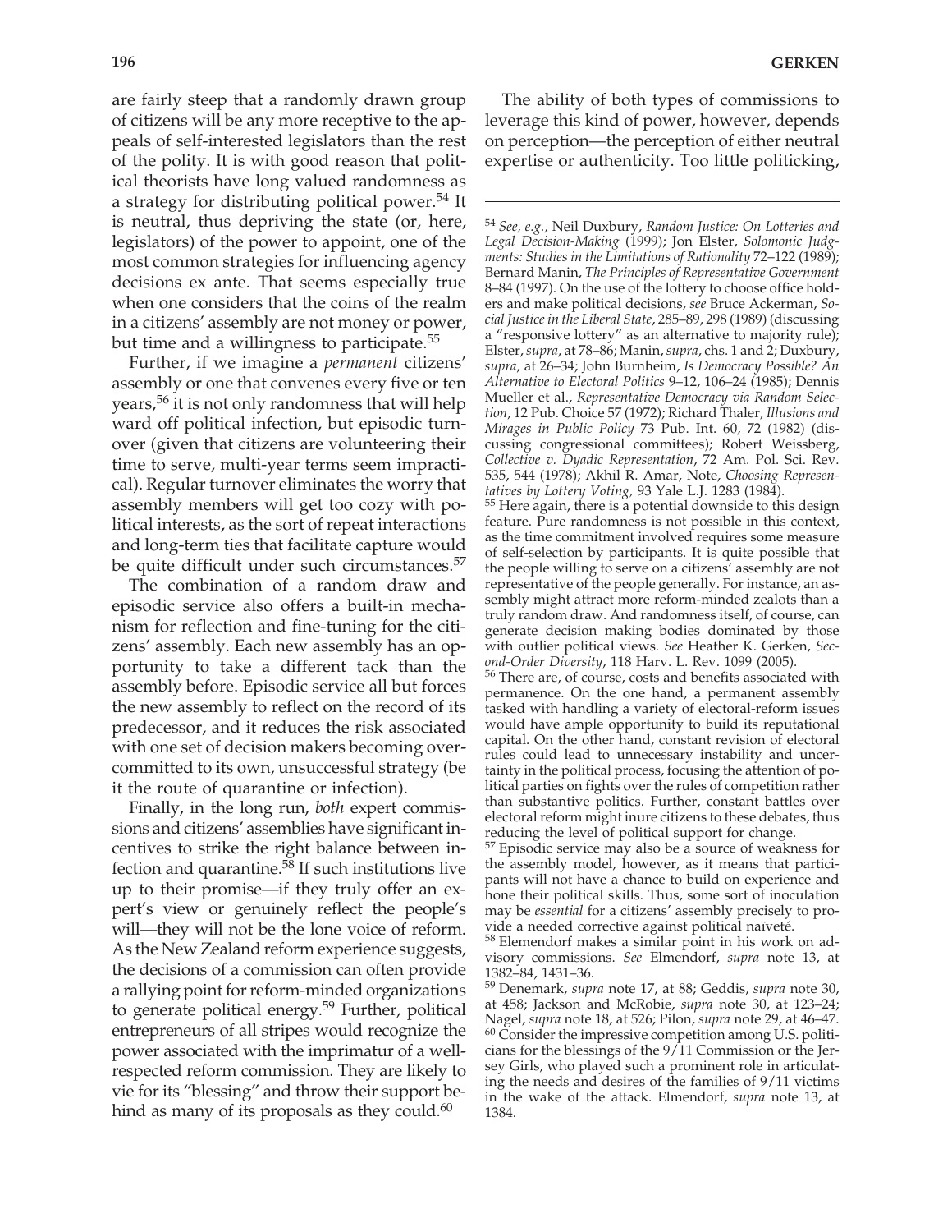are fairly steep that a randomly drawn group of citizens will be any more receptive to the appeals of self-interested legislators than the rest of the polity. It is with good reason that political theorists have long valued randomness as a strategy for distributing political power.[54] It is neutral, thus depriving the state (or, here, legislators) of the power to appoint, one of the most common strategies for influencing agency decisions ex ante. That seems especially true when one considers that the coins of the realm in a citizens' assembly are not money or power, but time and a willingness to participate.[55]

Further, if we imagine a *permanent* citizens' assembly or one that convenes every five or ten years,[56] it is not only randomness that will help ward off political infection, but episodic turnover (given that citizens are volunteering their time to serve, multi-year terms seem impractical). Regular turnover eliminates the worry that assembly members will get too cozy with political interests, as the sort of repeat interactions and long-term ties that facilitate capture would be quite difficult under such circumstances.[57]

The combination of a random draw and episodic service also offers a built-in mechanism for reflection and fine-tuning for the citizens' assembly. Each new assembly has an opportunity to take a different tack than the assembly before. Episodic service all but forces the new assembly to reflect on the record of its predecessor, and it reduces the risk associated with one set of decision makers becoming overcommitted to its own, unsuccessful strategy (be it the route of quarantine or infection).

Finally, in the long run, *both* expert commissions and citizens' assemblies have significant incentives to strike the right balance between infection and quarantine.[58] If such institutions live up to their promise—if they truly offer an expert's view or genuinely reflect the people's will—they will not be the lone voice of reform. As the New Zealand reform experience suggests, the decisions of a commission can often provide a rallying point for reform-minded organizations to generate political energy.[59] Further, political entrepreneurs of all stripes would recognize the power associated with the imprimatur of a well-respected reform commission. They are likely to vie for its "blessing" and throw their support behind as many of its proposals as they could.[60]

The ability of both types of commissions to leverage this kind of power, however, depends on perception—the perception of either neutral expertise or authenticity. Too little politicking,

---

[54] *See, e.g.*, Neil Duxbury, *Random Justice: On Lotteries and Legal Decision-Making* (1999); Jon Elster, *Solomonic Judgments: Studies in the Limitations of Rationality* 72–122 (1989); Bernard Manin, *The Principles of Representative Government* 8–84 (1997). On the use of the lottery to choose office holders and make political decisions, *see* Bruce Ackerman, *Social Justice in the Liberal State*, 285–89, 298 (1989) (discussing a "responsive lottery" as an alternative to majority rule); Elster, *supra*, at 78–86; Manin, *supra*, chs. 1 and 2; Duxbury, *supra*, at 26–34; John Burnheim, *Is Democracy Possible? An Alternative to Electoral Politics* 9–12, 106–24 (1985); Dennis Mueller et al., *Representative Democracy via Random Selection*, 12 Pub. Choice 57 (1972); Richard Thaler, *Illusions and Mirages in Public Policy* 73 Pub. Int. 60, 72 (1982) (discussing congressional committees); Robert Weissberg, *Collective v. Dyadic Representation*, 72 Am. Pol. Sci. Rev. 535, 544 (1978); Akhil R. Amar, Note, *Choosing Representatives by Lottery Voting,* 93 Yale L.J. 1283 (1984).

[55] Here again, there is a potential downside to this design feature. Pure randomness is not possible in this context, as the time commitment involved requires some measure of self-selection by participants. It is quite possible that the people willing to serve on a citizens' assembly are not representative of the people generally. For instance, an assembly might attract more reform-minded zealots than a truly random draw. And randomness itself, of course, can generate decision making bodies dominated by those with outlier political views. *See* Heather K. Gerken, *Second-Order Diversity*, 118 Harv. L. Rev. 1099 (2005).

[56] There are, of course, costs and benefits associated with permanence. On the one hand, a permanent assembly tasked with handling a variety of electoral-reform issues would have ample opportunity to build its reputational capital. On the other hand, constant revision of electoral rules could lead to unnecessary instability and uncertainty in the political process, focusing the attention of political parties on fights over the rules of competition rather than substantive politics. Further, constant battles over electoral reform might inure citizens to these debates, thus reducing the level of political support for change.

[57] Episodic service may also be a source of weakness for the assembly model, however, as it means that participants will not have a chance to build on experience and hone their political skills. Thus, some sort of inoculation may be *essential* for a citizens' assembly precisely to provide a needed corrective against political naïveté.

[58] Elemendorf makes a similar point in his work on advisory commissions. *See* Elmendorf, *supra* note 13, at 1382–84, 1431–36.

[59] Denemark, *supra* note 17, at 88; Geddis, *supra* note 30, at 458; Jackson and McRobie, *supra* note 30, at 123–24; Nagel, *supra* note 18, at 526; Pilon, *supra* note 29, at 46–47.

[60] Consider the impressive competition among U.S. politicians for the blessings of the 9/11 Commission or the Jersey Girls, who played such a prominent role in articulating the needs and desires of the families of 9/11 victims in the wake of the attack. Elmendorf, *supra* note 13, at 1384.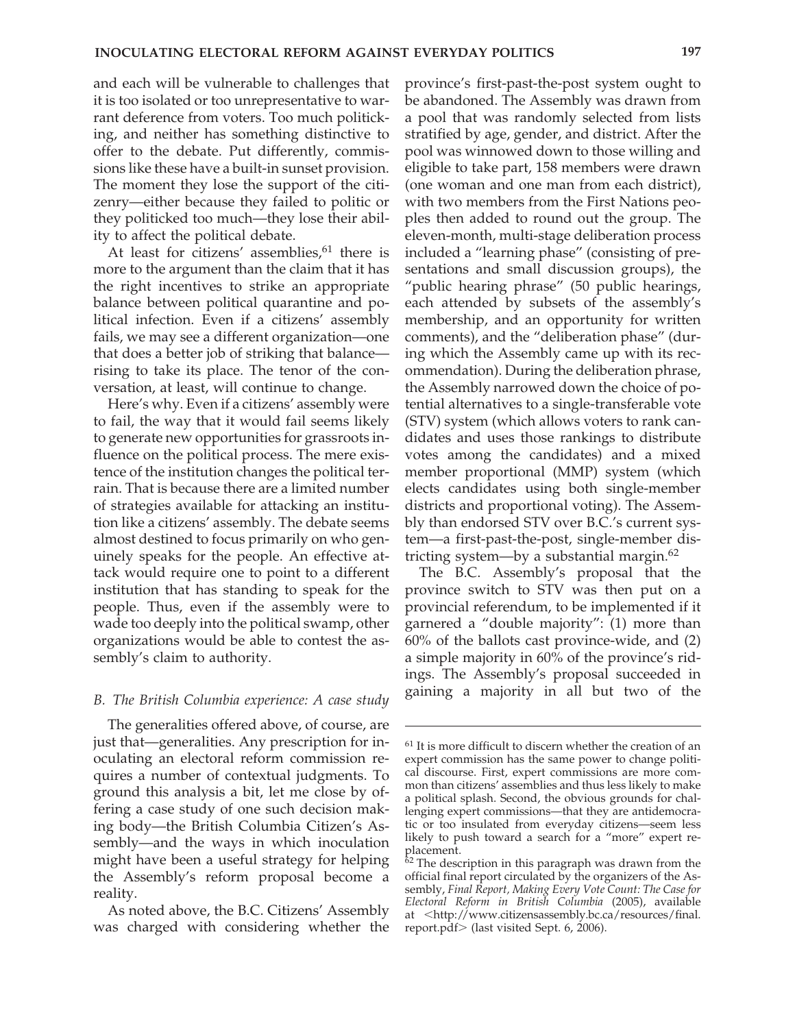and each will be vulnerable to challenges that it is too isolated or too unrepresentative to warrant deference from voters. Too much politicking, and neither has something distinctive to offer to the debate. Put differently, commissions like these have a built-in sunset provision. The moment they lose the support of the citizenry—either because they failed to politic or they politicked too much—they lose their ability to affect the political debate.

At least for citizens' assemblies,[61] there is more to the argument than the claim that it has the right incentives to strike an appropriate balance between political quarantine and political infection. Even if a citizens' assembly fails, we may see a different organization—one that does a better job of striking that balance—rising to take its place. The tenor of the conversation, at least, will continue to change.

Here's why. Even if a citizens' assembly were to fail, the way that it would fail seems likely to generate new opportunities for grassroots influence on the political process. The mere existence of the institution changes the political terrain. That is because there are a limited number of strategies available for attacking an institution like a citizens' assembly. The debate seems almost destined to focus primarily on who genuinely speaks for the people. An effective attack would require one to point to a different institution that has standing to speak for the people. Thus, even if the assembly were to wade too deeply into the political swamp, other organizations would be able to contest the assembly's claim to authority.

### *B. The British Columbia experience: A case study*

The generalities offered above, of course, are just that—generalities. Any prescription for inoculating an electoral reform commission requires a number of contextual judgments. To ground this analysis a bit, let me close by offering a case study of one such decision making body—the British Columbia Citizen's Assembly—and the ways in which inoculation might have been a useful strategy for helping the Assembly's reform proposal become a reality.

As noted above, the B.C. Citizens' Assembly was charged with considering whether the province's first-past-the-post system ought to be abandoned. The Assembly was drawn from a pool that was randomly selected from lists stratified by age, gender, and district. After the pool was winnowed down to those willing and eligible to take part, 158 members were drawn (one woman and one man from each district), with two members from the First Nations peoples then added to round out the group. The eleven-month, multi-stage deliberation process included a "learning phase" (consisting of presentations and small discussion groups), the "public hearing phrase" (50 public hearings, each attended by subsets of the assembly's membership, and an opportunity for written comments), and the "deliberation phase" (during which the Assembly came up with its recommendation). During the deliberation phrase, the Assembly narrowed down the choice of potential alternatives to a single-transferable vote (STV) system (which allows voters to rank candidates and uses those rankings to distribute votes among the candidates) and a mixed member proportional (MMP) system (which elects candidates using both single-member districts and proportional voting). The Assembly than endorsed STV over B.C.'s current system—a first-past-the-post, single-member districting system—by a substantial margin.[62]

The B.C. Assembly's proposal that the province switch to STV was then put on a provincial referendum, to be implemented if it garnered a "double majority": (1) more than 60% of the ballots cast province-wide, and (2) a simple majority in 60% of the province's ridings. The Assembly's proposal succeeded in gaining a majority in all but two of the

---

[61] It is more difficult to discern whether the creation of an expert commission has the same power to change political discourse. First, expert commissions are more common than citizens' assemblies and thus less likely to make a political splash. Second, the obvious grounds for challenging expert commissions—that they are antidemocratic or too insulated from everyday citizens—seem less likely to push toward a search for a "more" expert replacement.

[62] The description in this paragraph was drawn from the official final report circulated by the organizers of the Assembly, *Final Report, Making Every Vote Count: The Case for Electoral Reform in British Columbia* (2005), available at <http://www.citizensassembly.bc.ca/resources/final.report.pdf> (last visited Sept. 6, 2006).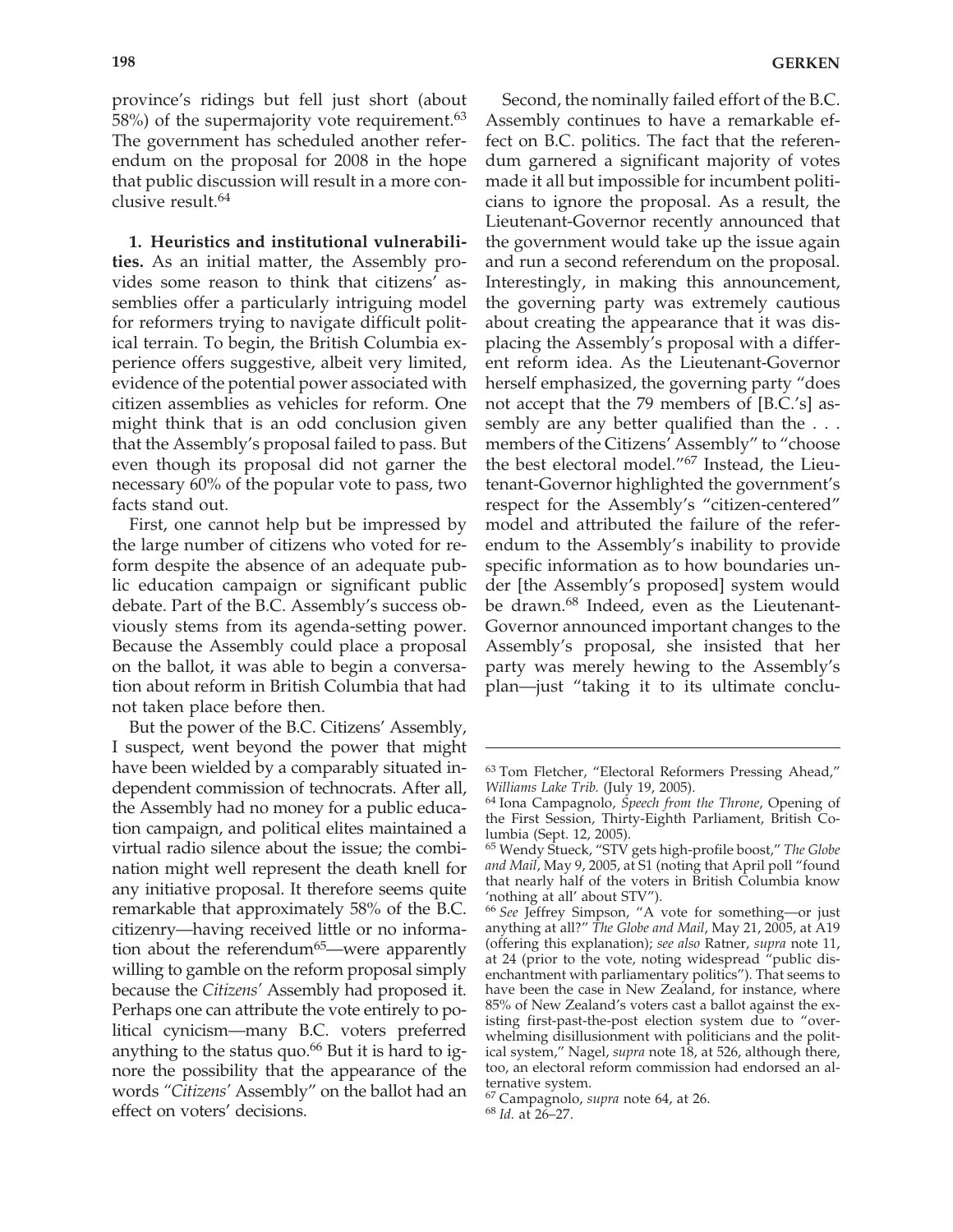province's ridings but fell just short (about 58%) of the supermajority vote requirement.[63] The government has scheduled another referendum on the proposal for 2008 in the hope that public discussion will result in a more conclusive result.[64]

**1. Heuristics and institutional vulnerabilities.** As an initial matter, the Assembly provides some reason to think that citizens' assemblies offer a particularly intriguing model for reformers trying to navigate difficult political terrain. To begin, the British Columbia experience offers suggestive, albeit very limited, evidence of the potential power associated with citizen assemblies as vehicles for reform. One might think that is an odd conclusion given that the Assembly's proposal failed to pass. But even though its proposal did not garner the necessary 60% of the popular vote to pass, two facts stand out.

First, one cannot help but be impressed by the large number of citizens who voted for reform despite the absence of an adequate public education campaign or significant public debate. Part of the B.C. Assembly's success obviously stems from its agenda-setting power. Because the Assembly could place a proposal on the ballot, it was able to begin a conversation about reform in British Columbia that had not taken place before then.

But the power of the B.C. Citizens' Assembly, I suspect, went beyond the power that might have been wielded by a comparably situated independent commission of technocrats. After all, the Assembly had no money for a public education campaign, and political elites maintained a virtual radio silence about the issue; the combination might well represent the death knell for any initiative proposal. It therefore seems quite remarkable that approximately 58% of the B.C. citizenry—having received little or no information about the referendum[65]—were apparently willing to gamble on the reform proposal simply because the *Citizens'* Assembly had proposed it. Perhaps one can attribute the vote entirely to political cynicism—many B.C. voters preferred anything to the status quo.[66] But it is hard to ignore the possibility that the appearance of the words "*Citizens'* Assembly" on the ballot had an effect on voters' decisions.

Second, the nominally failed effort of the B.C. Assembly continues to have a remarkable effect on B.C. politics. The fact that the referendum garnered a significant majority of votes made it all but impossible for incumbent politicians to ignore the proposal. As a result, the Lieutenant-Governor recently announced that the government would take up the issue again and run a second referendum on the proposal. Interestingly, in making this announcement, the governing party was extremely cautious about creating the appearance that it was displacing the Assembly's proposal with a different reform idea. As the Lieutenant-Governor herself emphasized, the governing party "does not accept that the 79 members of [B.C.'s] assembly are any better qualified than the . . . members of the Citizens' Assembly" to "choose the best electoral model."[67] Instead, the Lieutenant-Governor highlighted the government's respect for the Assembly's "citizen-centered" model and attributed the failure of the referendum to the Assembly's inability to provide specific information as to how boundaries under [the Assembly's proposed] system would be drawn.[68] Indeed, even as the Lieutenant-Governor announced important changes to the Assembly's proposal, she insisted that her party was merely hewing to the Assembly's plan—just "taking it to its ultimate conclu-

---

[63] Tom Fletcher, "Electoral Reformers Pressing Ahead," *Williams Lake Trib.* (July 19, 2005).

[64] Iona Campagnolo, *Speech from the Throne*, Opening of the First Session, Thirty-Eighth Parliament, British Columbia (Sept. 12, 2005).

[65] Wendy Stueck, "STV gets high-profile boost," *The Globe and Mail*, May 9, 2005, at S1 (noting that April poll "found that nearly half of the voters in British Columbia know 'nothing at all' about STV").

[66] *See* Jeffrey Simpson, "A vote for something—or just anything at all?" *The Globe and Mail*, May 21, 2005, at A19 (offering this explanation); *see also* Ratner, *supra* note 11, at 24 (prior to the vote, noting widespread "public disenchantment with parliamentary politics"). That seems to have been the case in New Zealand, for instance, where 85% of New Zealand's voters cast a ballot against the existing first-past-the-post election system due to "overwhelming disillusionment with politicians and the political system," Nagel, *supra* note 18, at 526, although there, too, an electoral reform commission had endorsed an alternative system.

[67] Campagnolo, *supra* note 64, at 26.

[68] *Id.* at 26–27.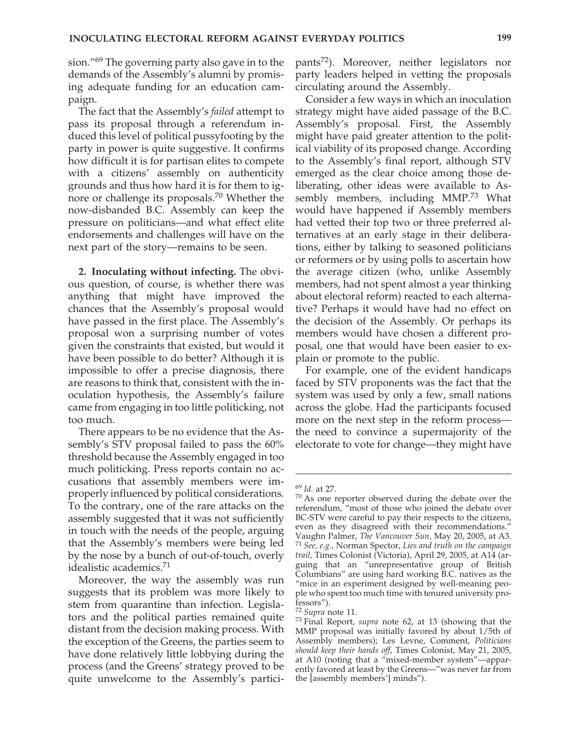sion."[69] The governing party also gave in to the demands of the Assembly's alumni by promising adequate funding for an education campaign.

The fact that the Assembly's *failed* attempt to pass its proposal through a referendum induced this level of political pussyfooting by the party in power is quite suggestive. It confirms how difficult it is for partisan elites to compete with a citizens' assembly on authenticity grounds and thus how hard it is for them to ignore or challenge its proposals.[70] Whether the now-disbanded B.C. Assembly can keep the pressure on politicians—and what effect elite endorsements and challenges will have on the next part of the story—remains to be seen.

**2. Inoculating without infecting.** The obvious question, of course, is whether there was anything that might have improved the chances that the Assembly's proposal would have passed in the first place. The Assembly's proposal won a surprising number of votes given the constraints that existed, but would it have been possible to do better? Although it is impossible to offer a precise diagnosis, there are reasons to think that, consistent with the inoculation hypothesis, the Assembly's failure came from engaging in too little politicking, not too much.

There appears to be no evidence that the Assembly's STV proposal failed to pass the 60% threshold because the Assembly engaged in too much politicking. Press reports contain no accusations that assembly members were improperly influenced by political considerations. To the contrary, one of the rare attacks on the assembly suggested that it was not sufficiently in touch with the needs of the people, arguing that the Assembly's members were being led by the nose by a bunch of out-of-touch, overly idealistic academics.[71]

Moreover, the way the assembly was run suggests that its problem was more likely to stem from quarantine than infection. Legislators and the political parties remained quite distant from the decision making process. With the exception of the Greens, the parties seem to have done relatively little lobbying during the process (and the Greens' strategy proved to be quite unwelcome to the Assembly's participants[72]). Moreover, neither legislators nor party leaders helped in vetting the proposals circulating around the Assembly.

Consider a few ways in which an inoculation strategy might have aided passage of the B.C. Assembly's proposal. First, the Assembly might have paid greater attention to the political viability of its proposed change. According to the Assembly's final report, although STV emerged as the clear choice among those deliberating, other ideas were available to Assembly members, including MMP.[73] What would have happened if Assembly members had vetted their top two or three preferred alternatives at an early stage in their deliberations, either by talking to seasoned politicians or reformers or by using polls to ascertain how the average citizen (who, unlike Assembly members, had not spent almost a year thinking about electoral reform) reacted to each alternative? Perhaps it would have had no effect on the decision of the Assembly. Or perhaps its members would have chosen a different proposal, one that would have been easier to explain or promote to the public.

For example, one of the evident handicaps faced by STV proponents was the fact that the system was used by only a few, small nations across the globe. Had the participants focused more on the next step in the reform process—the need to convince a supermajority of the electorate to vote for change—they might have

---

[69] *Id.* at 27.

[70] As one reporter observed during the debate over the referendum, "most of those who joined the debate over BC-STV were careful to pay their respects to the citizens, even as they disagreed with their recommendations." Vaughn Palmer, *The Vancouver Sun*, May 20, 2005, at A3.

[71] *See, e.g.,* Norman Spector, *Lies and truth on the campaign trail*, Times Colonist (Victoria), April 29, 2005, at A14 (arguing that an "unrepresentative group of British Columbians" are using hard working B.C. natives as the "mice in an experiment designed by well-meaning people who spent too much time with tenured university professors").

[72] *Supra* note 11.

[73] Final Report, *supra* note 62, at 13 (showing that the MMP proposal was initially favored by about 1/5th of Assembly members); Les Levne, Comment, *Politicians should keep their hands off*, Times Colonist, May 21, 2005, at A10 (noting that a "mixed-member system"—apparently favored at least by the Greens—"was never far from the [assembly members'] minds").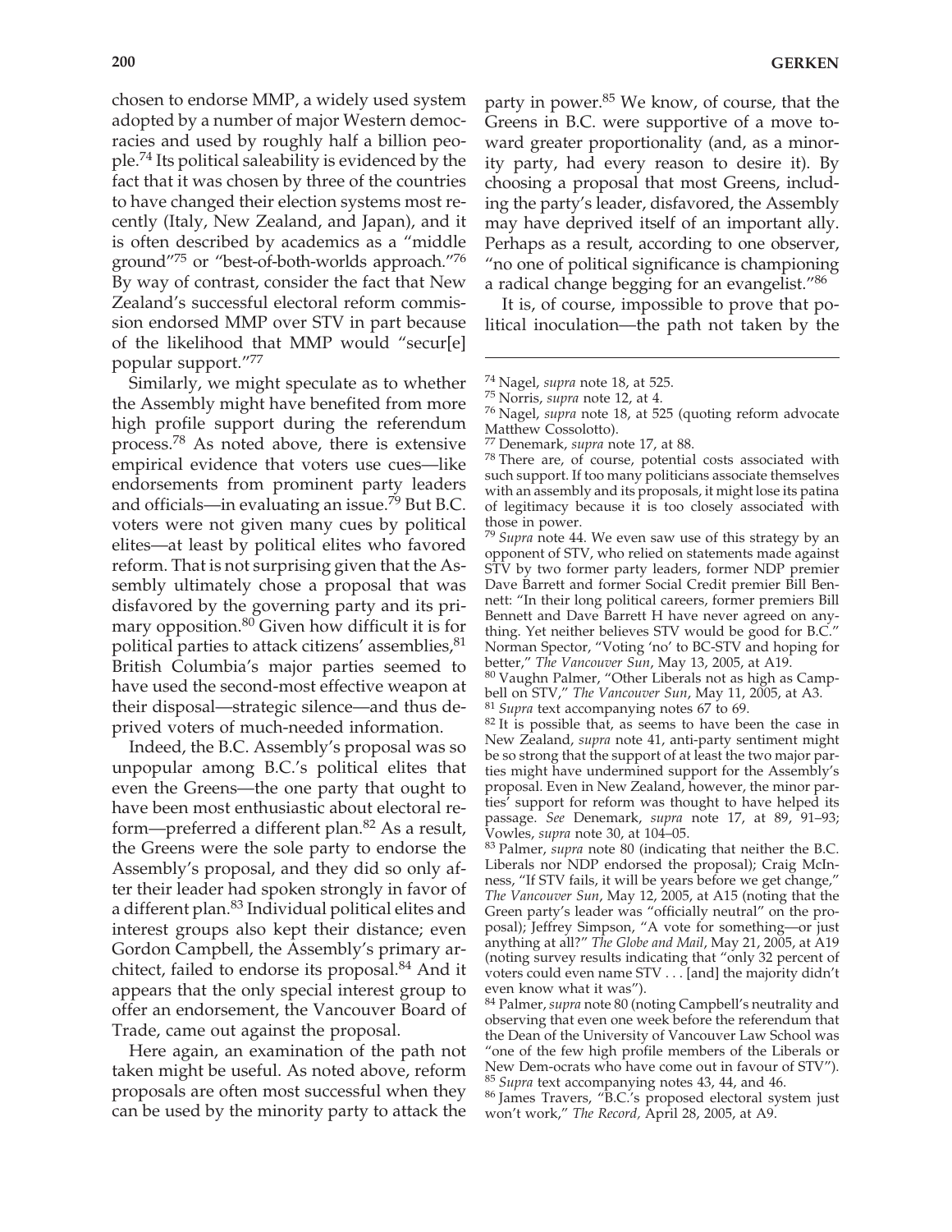chosen to endorse MMP, a widely used system adopted by a number of major Western democracies and used by roughly half a billion people.[74] Its political saleability is evidenced by the fact that it was chosen by three of the countries to have changed their election systems most recently (Italy, New Zealand, and Japan), and it is often described by academics as a "middle ground"[75] or "best-of-both-worlds approach."[76] By way of contrast, consider the fact that New Zealand's successful electoral reform commission endorsed MMP over STV in part because of the likelihood that MMP would "secur[e] popular support."[77]

Similarly, we might speculate as to whether the Assembly might have benefited from more high profile support during the referendum process.[78] As noted above, there is extensive empirical evidence that voters use cues—like endorsements from prominent party leaders and officials—in evaluating an issue.[79] But B.C. voters were not given many cues by political elites—at least by political elites who favored reform. That is not surprising given that the Assembly ultimately chose a proposal that was disfavored by the governing party and its primary opposition.[80] Given how difficult it is for political parties to attack citizens' assemblies,[81] British Columbia's major parties seemed to have used the second-most effective weapon at their disposal—strategic silence—and thus deprived voters of much-needed information.

Indeed, the B.C. Assembly's proposal was so unpopular among B.C.'s political elites that even the Greens—the one party that ought to have been most enthusiastic about electoral reform—preferred a different plan.[82] As a result, the Greens were the sole party to endorse the Assembly's proposal, and they did so only after their leader had spoken strongly in favor of a different plan.[83] Individual political elites and interest groups also kept their distance; even Gordon Campbell, the Assembly's primary architect, failed to endorse its proposal.[84] And it appears that the only special interest group to offer an endorsement, the Vancouver Board of Trade, came out against the proposal.

Here again, an examination of the path not taken might be useful. As noted above, reform proposals are often most successful when they can be used by the minority party to attack the party in power.[85] We know, of course, that the Greens in B.C. were supportive of a move toward greater proportionality (and, as a minority party, had every reason to desire it). By choosing a proposal that most Greens, including the party's leader, disfavored, the Assembly may have deprived itself of an important ally. Perhaps as a result, according to one observer, "no one of political significance is championing a radical change begging for an evangelist."[86]

It is, of course, impossible to prove that political inoculation—the path not taken by the

---

[74] Nagel, *supra* note 18, at 525.

[75] Norris, *supra* note 12, at 4.

[76] Nagel, *supra* note 18, at 525 (quoting reform advocate Matthew Cossolotto).

[77] Denemark, *supra* note 17, at 88.

[78] There are, of course, potential costs associated with such support. If too many politicians associate themselves with an assembly and its proposals, it might lose its patina of legitimacy because it is too closely associated with those in power.

[79] *Supra* note 44. We even saw use of this strategy by an opponent of STV, who relied on statements made against STV by two former party leaders, former NDP premier Dave Barrett and former Social Credit premier Bill Bennett: "In their long political careers, former premiers Bill Bennett and Dave Barrett H have never agreed on anything. Yet neither believes STV would be good for B.C." Norman Spector, "Voting 'no' to BC-STV and hoping for better," *The Vancouver Sun*, May 13, 2005, at A19.

[80] Vaughn Palmer, "Other Liberals not as high as Campbell on STV," *The Vancouver Sun*, May 11, 2005, at A3.

[81] *Supra* text accompanying notes 67 to 69.

[82] It is possible that, as seems to have been the case in New Zealand, *supra* note 41, anti-party sentiment might be so strong that the support of at least the two major parties might have undermined support for the Assembly's proposal. Even in New Zealand, however, the minor parties' support for reform was thought to have helped its passage. *See* Denemark, *supra* note 17, at 89, 91–93; Vowles, *supra* note 30, at 104–05.

[83] Palmer, *supra* note 80 (indicating that neither the B.C. Liberals nor NDP endorsed the proposal); Craig McInness, "If STV fails, it will be years before we get change," *The Vancouver Sun*, May 12, 2005, at A15 (noting that the Green party's leader was "officially neutral" on the proposal); Jeffrey Simpson, "A vote for something—or just anything at all?" *The Globe and Mail*, May 21, 2005, at A19 (noting survey results indicating that "only 32 percent of voters could even name STV . . . [and] the majority didn't even know what it was").

[84] Palmer, *supra* note 80 (noting Campbell's neutrality and observing that even one week before the referendum that the Dean of the University of Vancouver Law School was "one of the few high profile members of the Liberals or New Dem-ocrats who have come out in favour of STV").

[85] *Supra* text accompanying notes 43, 44, and 46.

[86] James Travers, "B.C.'s proposed electoral system just won't work," *The Record,* April 28, 2005, at A9.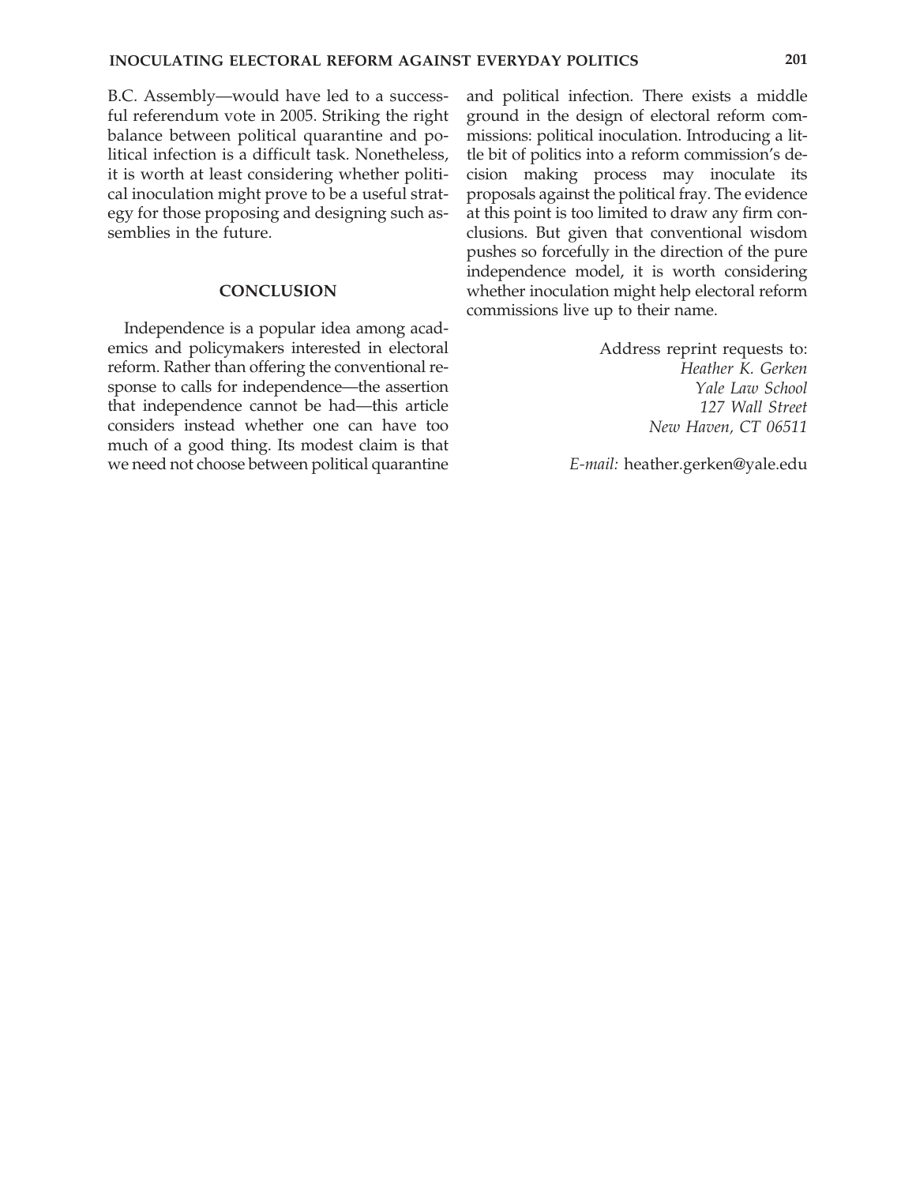B.C. Assembly—would have led to a successful referendum vote in 2005. Striking the right balance between political quarantine and political infection is a difficult task. Nonetheless, it is worth at least considering whether political inoculation might prove to be a useful strategy for those proposing and designing such assemblies in the future.

## CONCLUSION

Independence is a popular idea among academics and policymakers interested in electoral reform. Rather than offering the conventional response to calls for independence—the assertion that independence cannot be had—this article considers instead whether one can have too much of a good thing. Its modest claim is that we need not choose between political quarantine and political infection. There exists a middle ground in the design of electoral reform commissions: political inoculation. Introducing a little bit of politics into a reform commission's decision making process may inoculate its proposals against the political fray. The evidence at this point is too limited to draw any firm conclusions. But given that conventional wisdom pushes so forcefully in the direction of the pure independence model, it is worth considering whether inoculation might help electoral reform commissions live up to their name.

Address reprint requests to:
*Heather K. Gerken*
*Yale Law School*
*127 Wall Street*
*New Haven, CT 06511*

*E-mail:* heather.gerken@yale.edu